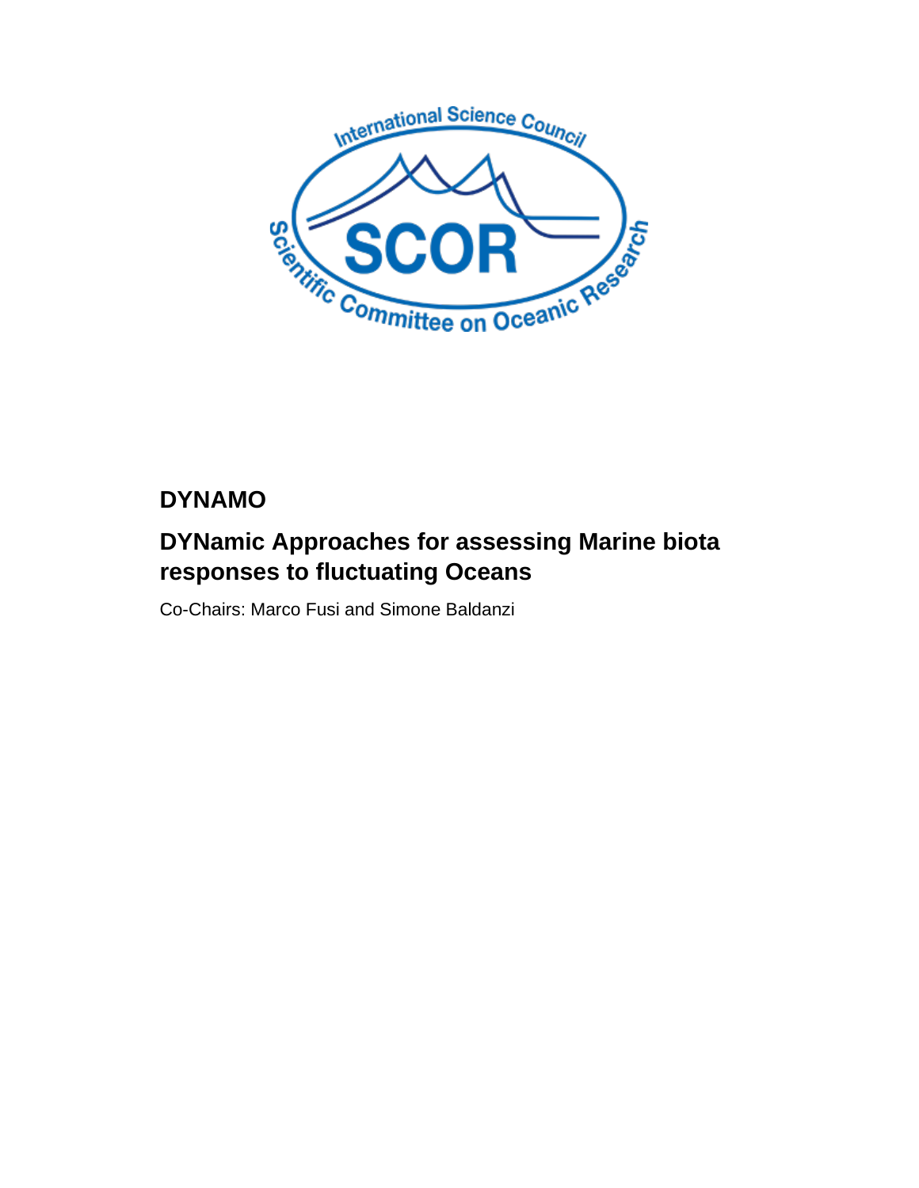# DYNAMO

## DYNamic Approaches for assessing Marine biota responses to fluctuating Oceans

Co-Chairs: Marco Fusi and Simone Baldanzi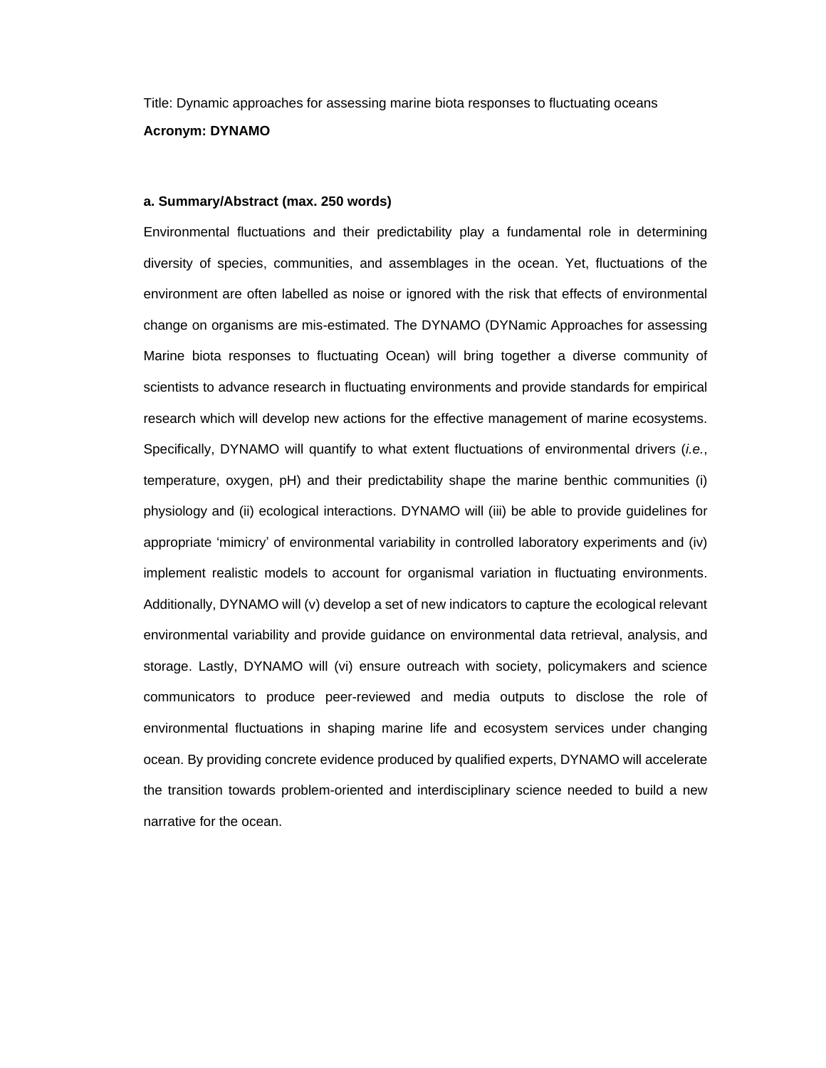Title: Dynamic approaches for assessing marine biota responses to fluctuating oceans

**Acronym: DYNAMO**

**a. Summary/Abstract (max. 250 words)**

Environmental fluctuations and their predictability play a fundamental role in determining diversity of species, communities, and assemblages in the ocean. Yet, fluctuations of the environment are often labelled as noise or ignored with the risk that effects of environmental change on organisms are mis-estimated. The DYNAMO (DYNamic Approaches for assessing Marine biota responses to fluctuating Ocean) will bring together a diverse community of scientists to advance research in fluctuating environments and provide standards for empirical research which will develop new actions for the effective management of marine ecosystems. Specifically, DYNAMO will quantify to what extent fluctuations of environmental drivers (*i.e.*, temperature, oxygen, pH) and their predictability shape the marine benthic communities (i) physiology and (ii) ecological interactions. DYNAMO will (iii) be able to provide guidelines for appropriate 'mimicry' of environmental variability in controlled laboratory experiments and (iv) implement realistic models to account for organismal variation in fluctuating environments. Additionally, DYNAMO will (v) develop a set of new indicators to capture the ecological relevant environmental variability and provide guidance on environmental data retrieval, analysis, and storage. Lastly, DYNAMO will (vi) ensure outreach with society, policymakers and science communicators to produce peer-reviewed and media outputs to disclose the role of environmental fluctuations in shaping marine life and ecosystem services under changing ocean. By providing concrete evidence produced by qualified experts, DYNAMO will accelerate the transition towards problem-oriented and interdisciplinary science needed to build a new narrative for the ocean.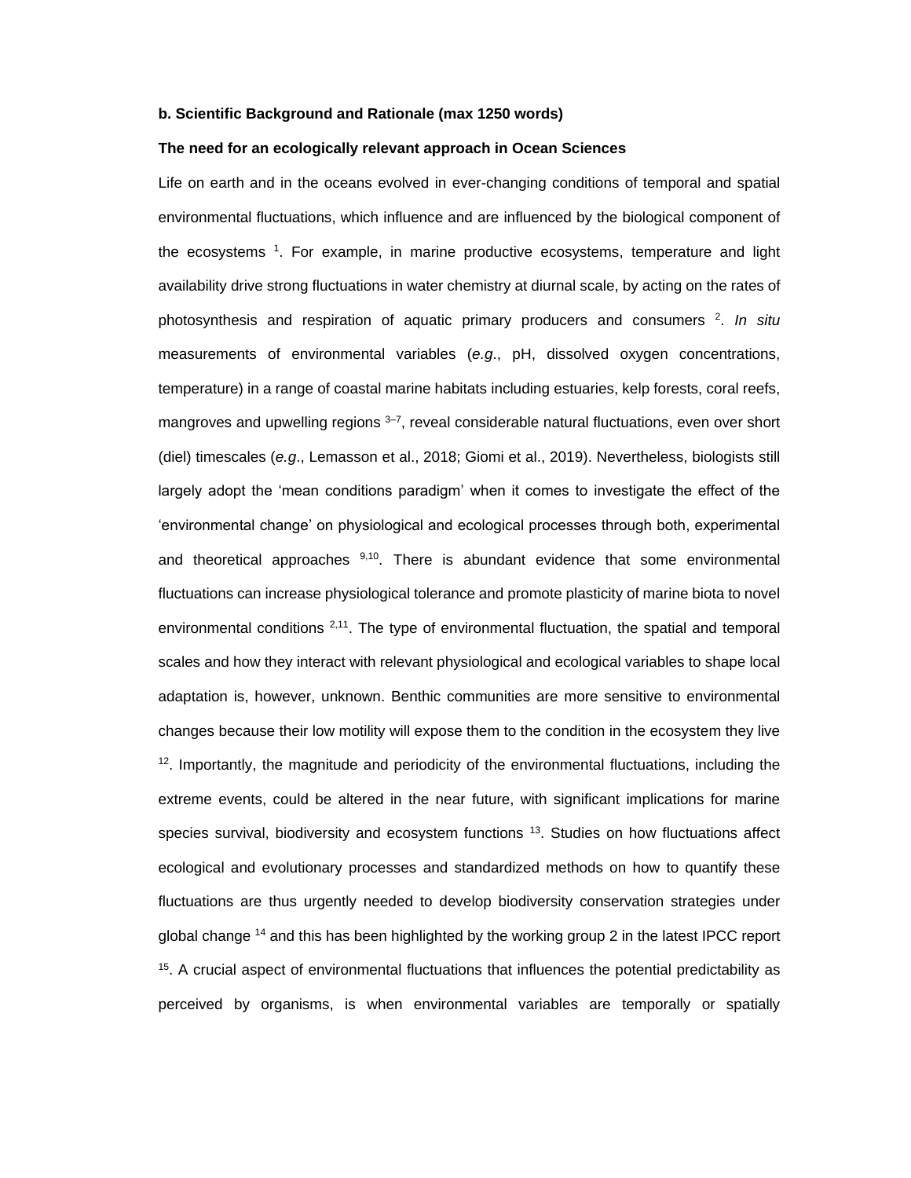**b. Scientific Background and Rationale (max 1250 words)**

**The need for an ecologically relevant approach in Ocean Sciences**

Life on earth and in the oceans evolved in ever-changing conditions of temporal and spatial environmental fluctuations, which influence and are influenced by the biological component of the ecosystems [1]. For example, in marine productive ecosystems, temperature and light availability drive strong fluctuations in water chemistry at diurnal scale, by acting on the rates of photosynthesis and respiration of aquatic primary producers and consumers [2]. *In situ* measurements of environmental variables (*e.g*., pH, dissolved oxygen concentrations, temperature) in a range of coastal marine habitats including estuaries, kelp forests, coral reefs, mangroves and upwelling regions [3–7], reveal considerable natural fluctuations, even over short (diel) timescales (*e.g*., Lemasson et al., 2018; Giomi et al., 2019). Nevertheless, biologists still largely adopt the 'mean conditions paradigm' when it comes to investigate the effect of the 'environmental change' on physiological and ecological processes through both, experimental and theoretical approaches [9,10]. There is abundant evidence that some environmental fluctuations can increase physiological tolerance and promote plasticity of marine biota to novel environmental conditions [2,11]. The type of environmental fluctuation, the spatial and temporal scales and how they interact with relevant physiological and ecological variables to shape local adaptation is, however, unknown. Benthic communities are more sensitive to environmental changes because their low motility will expose them to the condition in the ecosystem they live [12]. Importantly, the magnitude and periodicity of the environmental fluctuations, including the extreme events, could be altered in the near future, with significant implications for marine species survival, biodiversity and ecosystem functions [13]. Studies on how fluctuations affect ecological and evolutionary processes and standardized methods on how to quantify these fluctuations are thus urgently needed to develop biodiversity conservation strategies under global change [14] and this has been highlighted by the working group 2 in the latest IPCC report [15]. A crucial aspect of environmental fluctuations that influences the potential predictability as perceived by organisms, is when environmental variables are temporally or spatially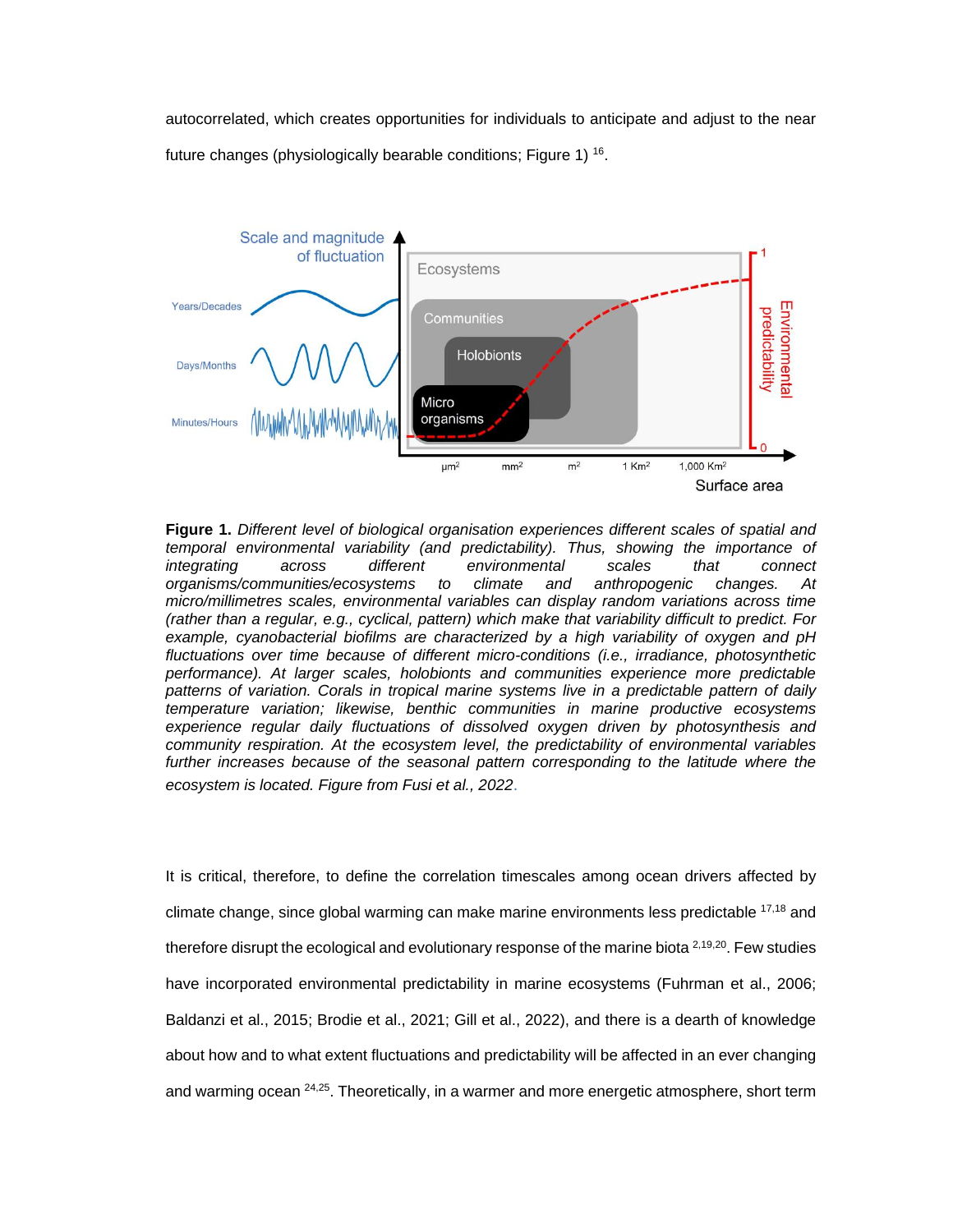autocorrelated, which creates opportunities for individuals to anticipate and adjust to the near future changes (physiologically bearable conditions; Figure 1) [16].

**Figure 1.** *Different level of biological organisation experiences different scales of spatial and temporal environmental variability (and predictability). Thus, showing the importance of integrating across different environmental scales that connect organisms/communities/ecosystems to climate and anthropogenic changes. At micro/millimetres scales, environmental variables can display random variations across time (rather than a regular, e.g., cyclical, pattern) which make that variability difficult to predict. For example, cyanobacterial biofilms are characterized by a high variability of oxygen and pH fluctuations over time because of different micro-conditions (i.e., irradiance, photosynthetic performance). At larger scales, holobionts and communities experience more predictable patterns of variation. Corals in tropical marine systems live in a predictable pattern of daily temperature variation; likewise, benthic communities in marine productive ecosystems experience regular daily fluctuations of dissolved oxygen driven by photosynthesis and community respiration. At the ecosystem level, the predictability of environmental variables further increases because of the seasonal pattern corresponding to the latitude where the ecosystem is located. Figure from Fusi et al., 2022.*

It is critical, therefore, to define the correlation timescales among ocean drivers affected by climate change, since global warming can make marine environments less predictable [17,18] and therefore disrupt the ecological and evolutionary response of the marine biota [2,19,20]. Few studies have incorporated environmental predictability in marine ecosystems (Fuhrman et al., 2006; Baldanzi et al., 2015; Brodie et al., 2021; Gill et al., 2022), and there is a dearth of knowledge about how and to what extent fluctuations and predictability will be affected in an ever changing and warming ocean [24,25]. Theoretically, in a warmer and more energetic atmosphere, short term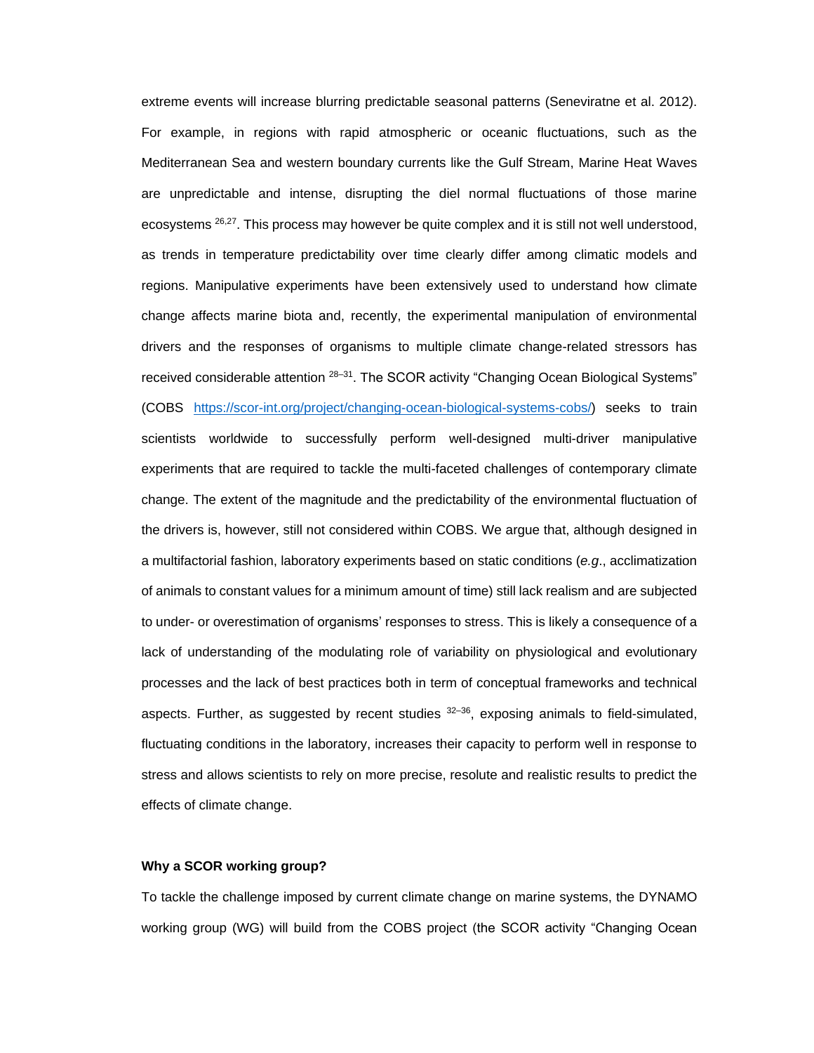extreme events will increase blurring predictable seasonal patterns (Seneviratne et al. 2012). For example, in regions with rapid atmospheric or oceanic fluctuations, such as the Mediterranean Sea and western boundary currents like the Gulf Stream, Marine Heat Waves are unpredictable and intense, disrupting the diel normal fluctuations of those marine ecosystems [26,27]. This process may however be quite complex and it is still not well understood, as trends in temperature predictability over time clearly differ among climatic models and regions. Manipulative experiments have been extensively used to understand how climate change affects marine biota and, recently, the experimental manipulation of environmental drivers and the responses of organisms to multiple climate change-related stressors has received considerable attention [28–31]. The SCOR activity "Changing Ocean Biological Systems" (COBS https://scor-int.org/project/changing-ocean-biological-systems-cobs/) seeks to train scientists worldwide to successfully perform well-designed multi-driver manipulative experiments that are required to tackle the multi-faceted challenges of contemporary climate change. The extent of the magnitude and the predictability of the environmental fluctuation of the drivers is, however, still not considered within COBS. We argue that, although designed in a multifactorial fashion, laboratory experiments based on static conditions (*e.g*., acclimatization of animals to constant values for a minimum amount of time) still lack realism and are subjected to under- or overestimation of organisms' responses to stress. This is likely a consequence of a lack of understanding of the modulating role of variability on physiological and evolutionary processes and the lack of best practices both in term of conceptual frameworks and technical aspects. Further, as suggested by recent studies [32–36], exposing animals to field-simulated, fluctuating conditions in the laboratory, increases their capacity to perform well in response to stress and allows scientists to rely on more precise, resolute and realistic results to predict the effects of climate change.

**Why a SCOR working group?**

To tackle the challenge imposed by current climate change on marine systems, the DYNAMO working group (WG) will build from the COBS project (the SCOR activity "Changing Ocean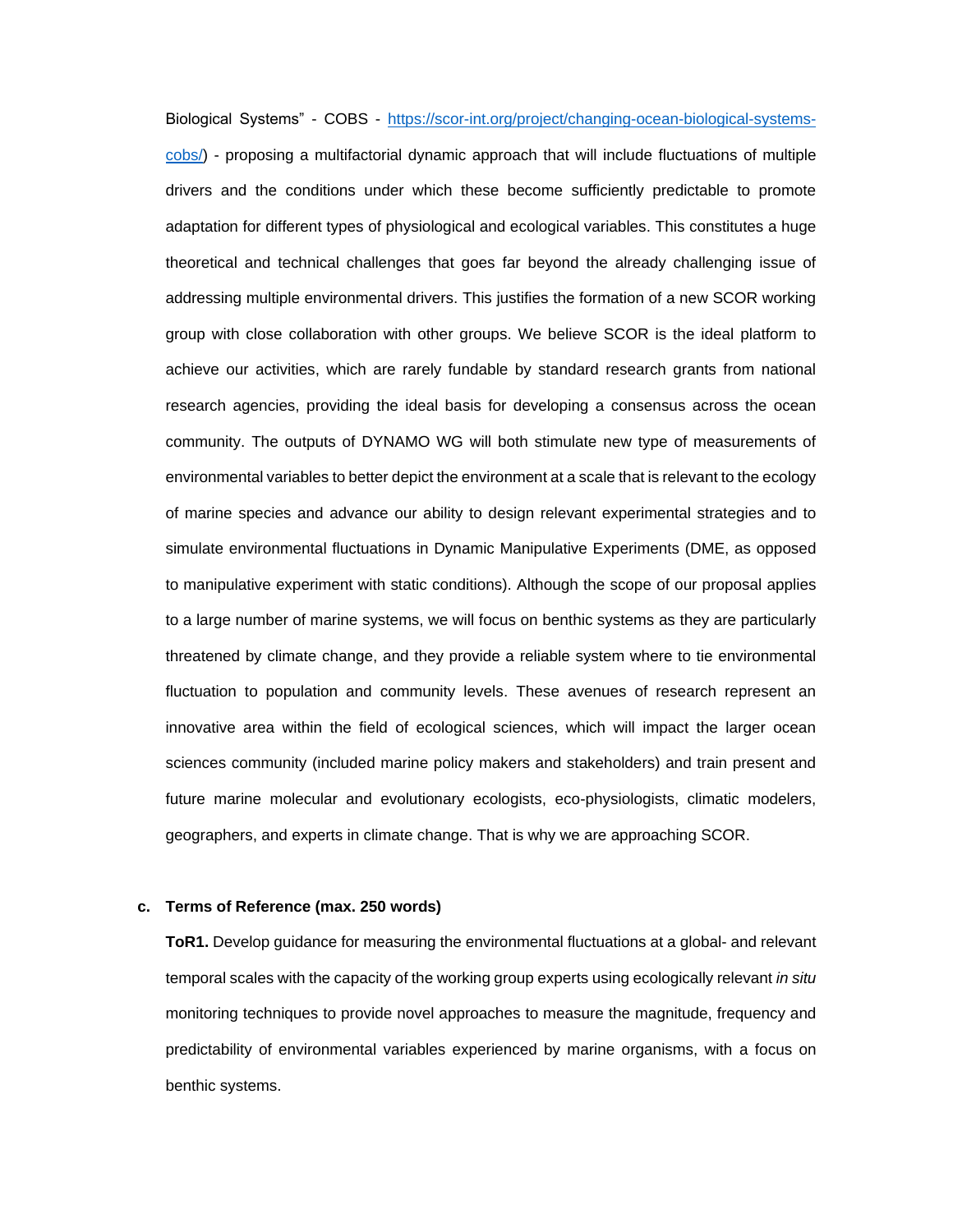Biological Systems" - COBS - [https://scor-int.org/project/changing-ocean-biological-systems-cobs/](https://scor-int.org/project/changing-ocean-biological-systems-cobs/)) - proposing a multifactorial dynamic approach that will include fluctuations of multiple drivers and the conditions under which these become sufficiently predictable to promote adaptation for different types of physiological and ecological variables. This constitutes a huge theoretical and technical challenges that goes far beyond the already challenging issue of addressing multiple environmental drivers. This justifies the formation of a new SCOR working group with close collaboration with other groups. We believe SCOR is the ideal platform to achieve our activities, which are rarely fundable by standard research grants from national research agencies, providing the ideal basis for developing a consensus across the ocean community. The outputs of DYNAMO WG will both stimulate new type of measurements of environmental variables to better depict the environment at a scale that is relevant to the ecology of marine species and advance our ability to design relevant experimental strategies and to simulate environmental fluctuations in Dynamic Manipulative Experiments (DME, as opposed to manipulative experiment with static conditions). Although the scope of our proposal applies to a large number of marine systems, we will focus on benthic systems as they are particularly threatened by climate change, and they provide a reliable system where to tie environmental fluctuation to population and community levels. These avenues of research represent an innovative area within the field of ecological sciences, which will impact the larger ocean sciences community (included marine policy makers and stakeholders) and train present and future marine molecular and evolutionary ecologists, eco-physiologists, climatic modelers, geographers, and experts in climate change. That is why we are approaching SCOR.

**c. Terms of Reference (max. 250 words)**

**ToR1.** Develop guidance for measuring the environmental fluctuations at a global- and relevant temporal scales with the capacity of the working group experts using ecologically relevant *in situ* monitoring techniques to provide novel approaches to measure the magnitude, frequency and predictability of environmental variables experienced by marine organisms, with a focus on benthic systems.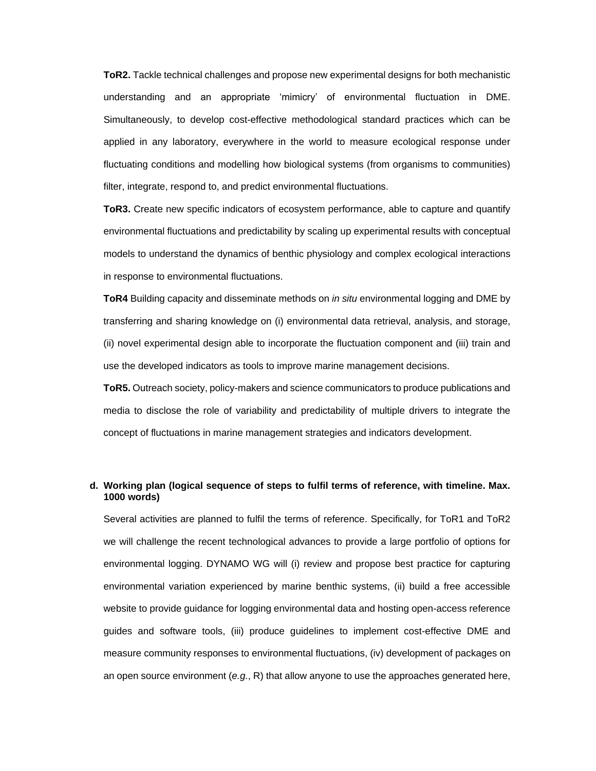**ToR2.** Tackle technical challenges and propose new experimental designs for both mechanistic understanding and an appropriate 'mimicry' of environmental fluctuation in DME. Simultaneously, to develop cost-effective methodological standard practices which can be applied in any laboratory, everywhere in the world to measure ecological response under fluctuating conditions and modelling how biological systems (from organisms to communities) filter, integrate, respond to, and predict environmental fluctuations.

**ToR3.** Create new specific indicators of ecosystem performance, able to capture and quantify environmental fluctuations and predictability by scaling up experimental results with conceptual models to understand the dynamics of benthic physiology and complex ecological interactions in response to environmental fluctuations.

**ToR4** Building capacity and disseminate methods on *in situ* environmental logging and DME by transferring and sharing knowledge on (i) environmental data retrieval, analysis, and storage, (ii) novel experimental design able to incorporate the fluctuation component and (iii) train and use the developed indicators as tools to improve marine management decisions.

**ToR5.** Outreach society, policy-makers and science communicators to produce publications and media to disclose the role of variability and predictability of multiple drivers to integrate the concept of fluctuations in marine management strategies and indicators development.

**d. Working plan (logical sequence of steps to fulfil terms of reference, with timeline. Max. 1000 words)**

Several activities are planned to fulfil the terms of reference. Specifically, for ToR1 and ToR2 we will challenge the recent technological advances to provide a large portfolio of options for environmental logging. DYNAMO WG will (i) review and propose best practice for capturing environmental variation experienced by marine benthic systems, (ii) build a free accessible website to provide guidance for logging environmental data and hosting open-access reference guides and software tools, (iii) produce guidelines to implement cost-effective DME and measure community responses to environmental fluctuations, (iv) development of packages on an open source environment (*e.g.*, R) that allow anyone to use the approaches generated here,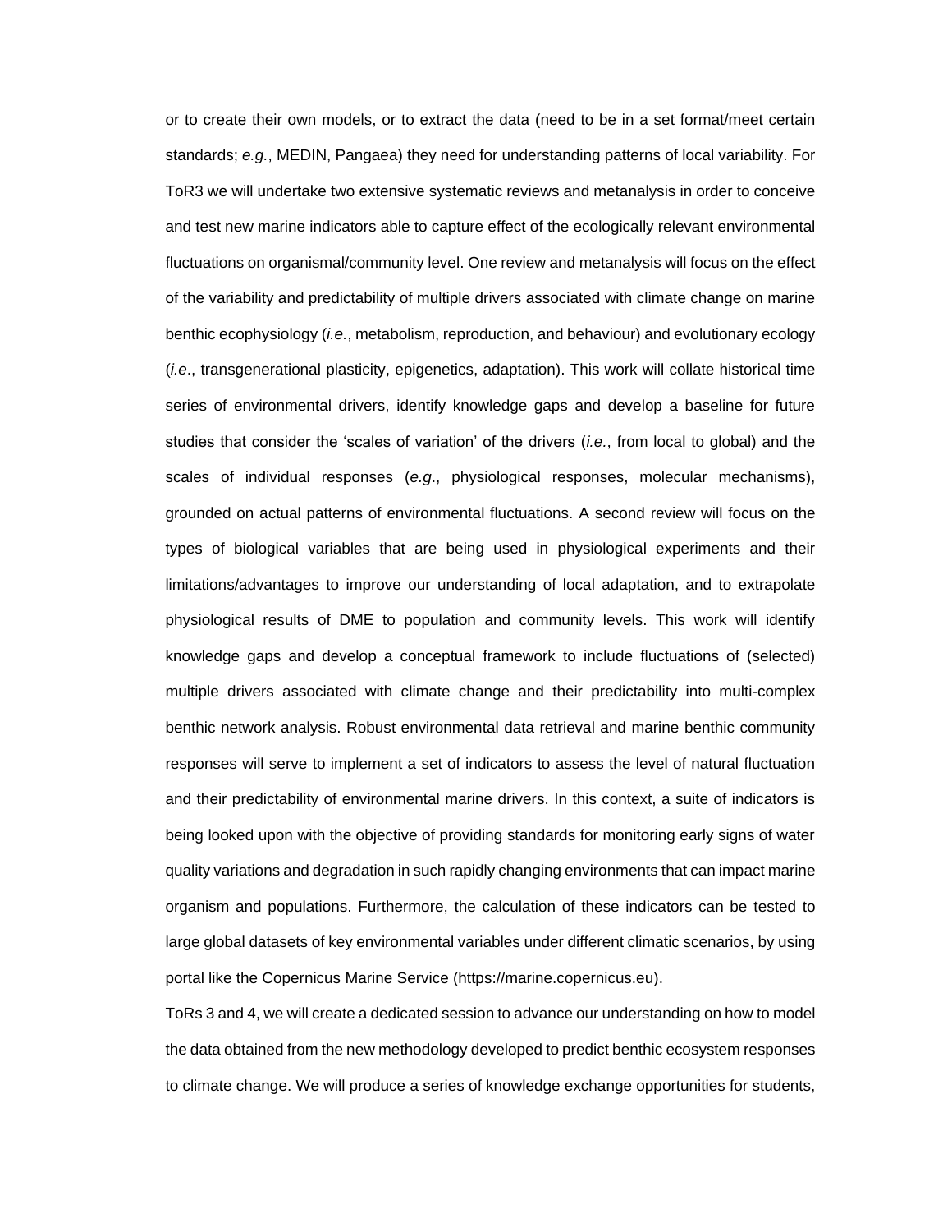or to create their own models, or to extract the data (need to be in a set format/meet certain standards; *e.g.*, MEDIN, Pangaea) they need for understanding patterns of local variability. For ToR3 we will undertake two extensive systematic reviews and metanalysis in order to conceive and test new marine indicators able to capture effect of the ecologically relevant environmental fluctuations on organismal/community level. One review and metanalysis will focus on the effect of the variability and predictability of multiple drivers associated with climate change on marine benthic ecophysiology (*i.e.*, metabolism, reproduction, and behaviour) and evolutionary ecology (*i.e*., transgenerational plasticity, epigenetics, adaptation). This work will collate historical time series of environmental drivers, identify knowledge gaps and develop a baseline for future studies that consider the 'scales of variation' of the drivers (*i.e.*, from local to global) and the scales of individual responses (*e.g*., physiological responses, molecular mechanisms), grounded on actual patterns of environmental fluctuations. A second review will focus on the types of biological variables that are being used in physiological experiments and their limitations/advantages to improve our understanding of local adaptation, and to extrapolate physiological results of DME to population and community levels. This work will identify knowledge gaps and develop a conceptual framework to include fluctuations of (selected) multiple drivers associated with climate change and their predictability into multi-complex benthic network analysis. Robust environmental data retrieval and marine benthic community responses will serve to implement a set of indicators to assess the level of natural fluctuation and their predictability of environmental marine drivers. In this context, a suite of indicators is being looked upon with the objective of providing standards for monitoring early signs of water quality variations and degradation in such rapidly changing environments that can impact marine organism and populations. Furthermore, the calculation of these indicators can be tested to large global datasets of key environmental variables under different climatic scenarios, by using portal like the Copernicus Marine Service (https://marine.copernicus.eu).

ToRs 3 and 4, we will create a dedicated session to advance our understanding on how to model the data obtained from the new methodology developed to predict benthic ecosystem responses to climate change. We will produce a series of knowledge exchange opportunities for students,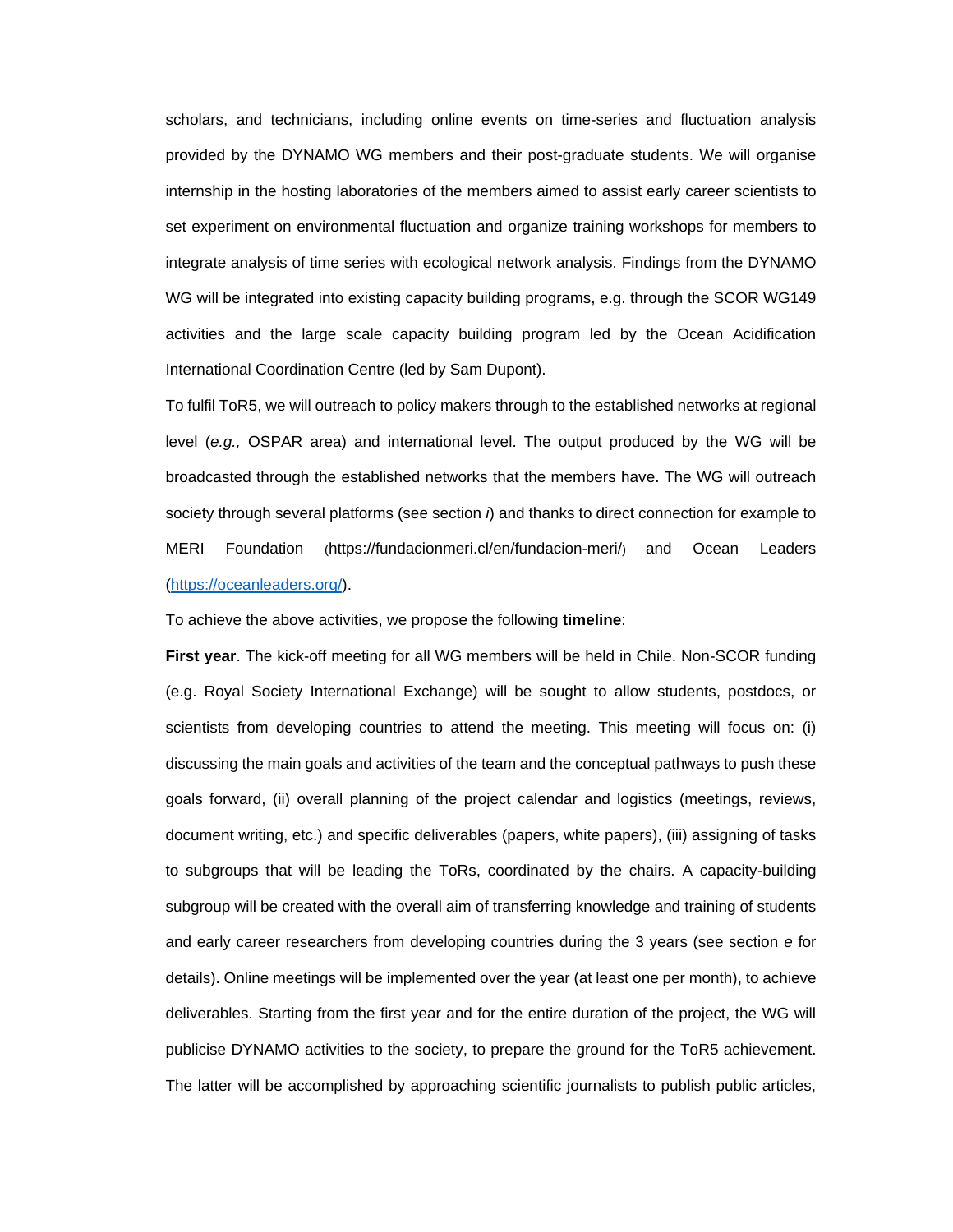scholars, and technicians, including online events on time-series and fluctuation analysis provided by the DYNAMO WG members and their post-graduate students. We will organise internship in the hosting laboratories of the members aimed to assist early career scientists to set experiment on environmental fluctuation and organize training workshops for members to integrate analysis of time series with ecological network analysis. Findings from the DYNAMO WG will be integrated into existing capacity building programs, e.g. through the SCOR WG149 activities and the large scale capacity building program led by the Ocean Acidification International Coordination Centre (led by Sam Dupont).

To fulfil ToR5, we will outreach to policy makers through to the established networks at regional level (*e.g.,* OSPAR area) and international level. The output produced by the WG will be broadcasted through the established networks that the members have. The WG will outreach society through several platforms (see section *i*) and thanks to direct connection for example to MERI Foundation (https://fundacionmeri.cl/en/fundacion-meri/) and Ocean Leaders (https://oceanleaders.org/).

To achieve the above activities, we propose the following **timeline**:

**First year**. The kick-off meeting for all WG members will be held in Chile. Non-SCOR funding (e.g. Royal Society International Exchange) will be sought to allow students, postdocs, or scientists from developing countries to attend the meeting. This meeting will focus on: (i) discussing the main goals and activities of the team and the conceptual pathways to push these goals forward, (ii) overall planning of the project calendar and logistics (meetings, reviews, document writing, etc.) and specific deliverables (papers, white papers), (iii) assigning of tasks to subgroups that will be leading the ToRs, coordinated by the chairs. A capacity-building subgroup will be created with the overall aim of transferring knowledge and training of students and early career researchers from developing countries during the 3 years (see section *e* for details). Online meetings will be implemented over the year (at least one per month), to achieve deliverables. Starting from the first year and for the entire duration of the project, the WG will publicise DYNAMO activities to the society, to prepare the ground for the ToR5 achievement. The latter will be accomplished by approaching scientific journalists to publish public articles,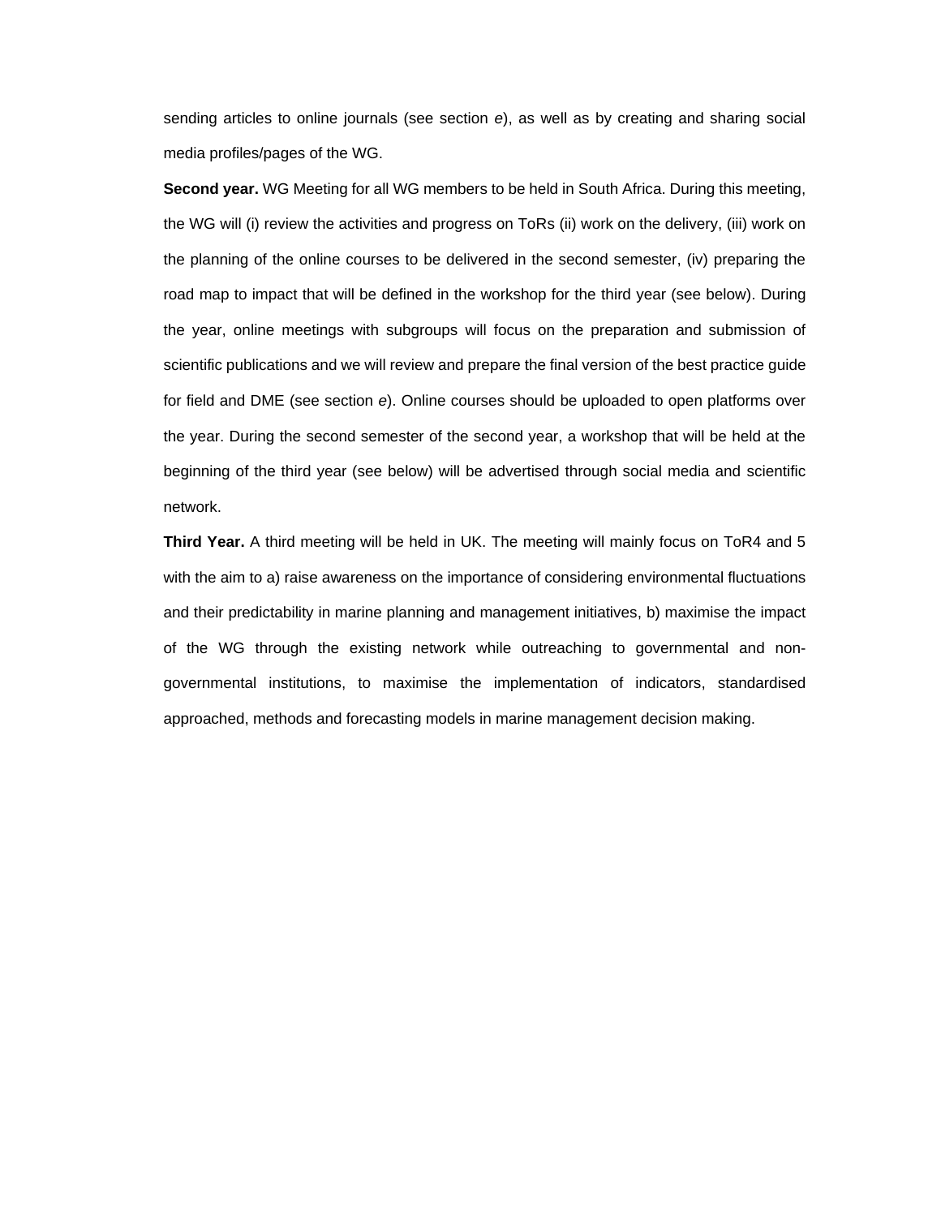sending articles to online journals (see section *e*), as well as by creating and sharing social media profiles/pages of the WG.

**Second year.** WG Meeting for all WG members to be held in South Africa. During this meeting, the WG will (i) review the activities and progress on ToRs (ii) work on the delivery, (iii) work on the planning of the online courses to be delivered in the second semester, (iv) preparing the road map to impact that will be defined in the workshop for the third year (see below). During the year, online meetings with subgroups will focus on the preparation and submission of scientific publications and we will review and prepare the final version of the best practice guide for field and DME (see section *e*). Online courses should be uploaded to open platforms over the year. During the second semester of the second year, a workshop that will be held at the beginning of the third year (see below) will be advertised through social media and scientific network.

**Third Year.** A third meeting will be held in UK. The meeting will mainly focus on ToR4 and 5 with the aim to a) raise awareness on the importance of considering environmental fluctuations and their predictability in marine planning and management initiatives, b) maximise the impact of the WG through the existing network while outreaching to governmental and non-governmental institutions, to maximise the implementation of indicators, standardised approached, methods and forecasting models in marine management decision making.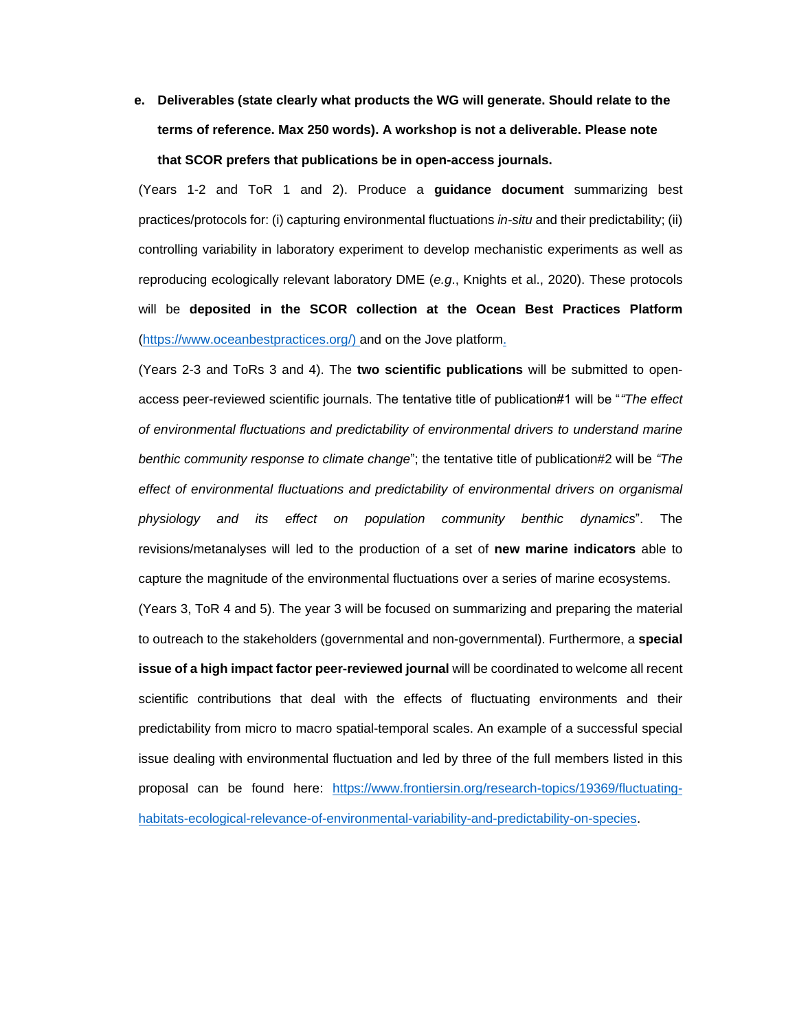**e. Deliverables (state clearly what products the WG will generate. Should relate to the terms of reference. Max 250 words). A workshop is not a deliverable. Please note that SCOR prefers that publications be in open-access journals.**

(Years 1-2 and ToR 1 and 2). Produce a **guidance document** summarizing best practices/protocols for: (i) capturing environmental fluctuations *in-situ* and their predictability; (ii) controlling variability in laboratory experiment to develop mechanistic experiments as well as reproducing ecologically relevant laboratory DME (*e.g*., Knights et al., 2020). These protocols will be **deposited in the SCOR collection at the Ocean Best Practices Platform** (https://www.oceanbestpractices.org/) and on the Jove platform.

(Years 2-3 and ToRs 3 and 4). The **two scientific publications** will be submitted to open-access peer-reviewed scientific journals. The tentative title of publication#1 will be "*"The effect of environmental fluctuations and predictability of environmental drivers to understand marine benthic community response to climate change*"; the tentative title of publication#2 will be *"The effect of environmental fluctuations and predictability of environmental drivers on organismal physiology and its effect on population community benthic dynamics*". The revisions/metanalyses will led to the production of a set of **new marine indicators** able to capture the magnitude of the environmental fluctuations over a series of marine ecosystems.

(Years 3, ToR 4 and 5). The year 3 will be focused on summarizing and preparing the material to outreach to the stakeholders (governmental and non-governmental). Furthermore, a **special issue of a high impact factor peer-reviewed journal** will be coordinated to welcome all recent scientific contributions that deal with the effects of fluctuating environments and their predictability from micro to macro spatial-temporal scales. An example of a successful special issue dealing with environmental fluctuation and led by three of the full members listed in this proposal can be found here: https://www.frontiersin.org/research-topics/19369/fluctuating-habitats-ecological-relevance-of-environmental-variability-and-predictability-on-species.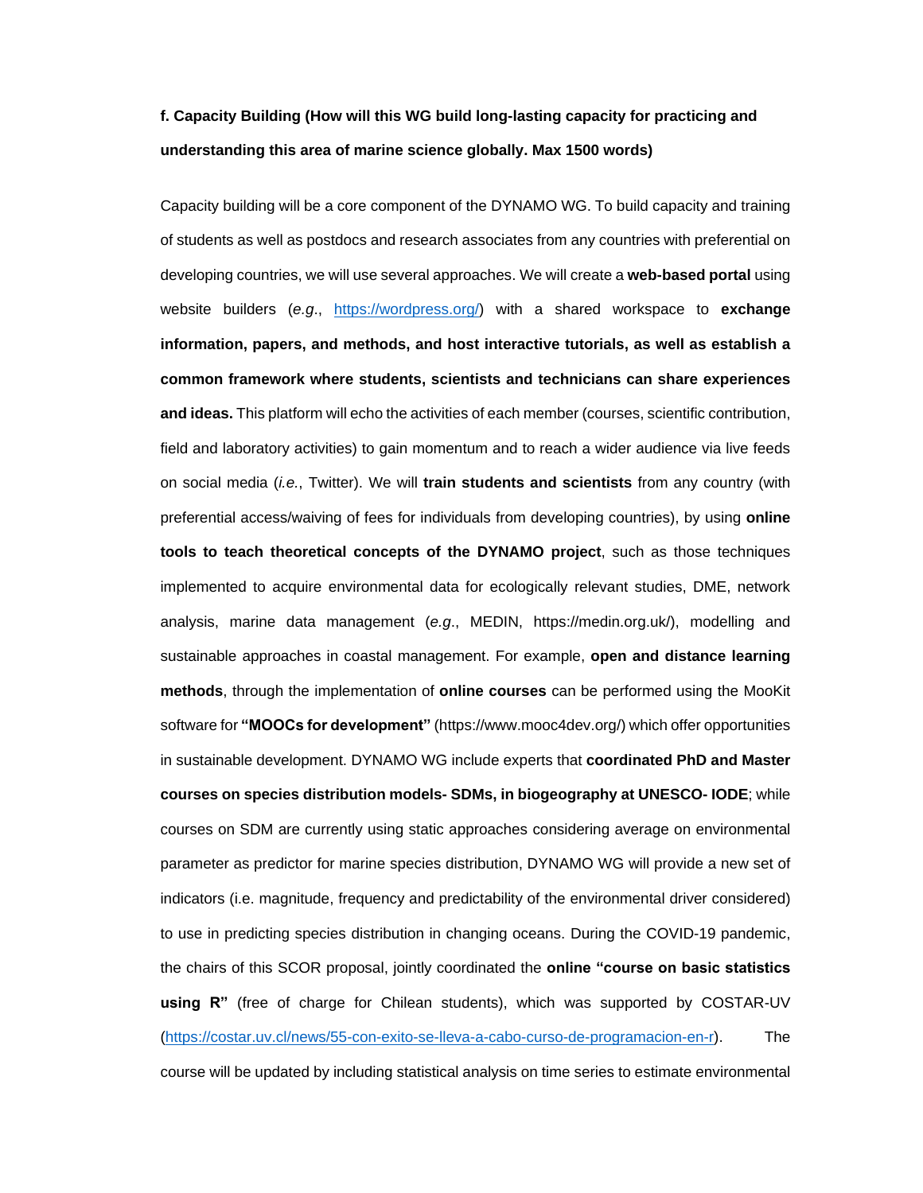**f. Capacity Building (How will this WG build long-lasting capacity for practicing and understanding this area of marine science globally. Max 1500 words)**

Capacity building will be a core component of the DYNAMO WG. To build capacity and training of students as well as postdocs and research associates from any countries with preferential on developing countries, we will use several approaches. We will create a **web-based portal** using website builders (*e.g.*, https://wordpress.org/) with a shared workspace to **exchange information, papers, and methods, and host interactive tutorials, as well as establish a common framework where students, scientists and technicians can share experiences and ideas.** This platform will echo the activities of each member (courses, scientific contribution, field and laboratory activities) to gain momentum and to reach a wider audience via live feeds on social media (*i.e.*, Twitter). We will **train students and scientists** from any country (with preferential access/waiving of fees for individuals from developing countries), by using **online tools to teach theoretical concepts of the DYNAMO project**, such as those techniques implemented to acquire environmental data for ecologically relevant studies, DME, network analysis, marine data management (*e.g.*, MEDIN, https://medin.org.uk/), modelling and sustainable approaches in coastal management. For example, **open and distance learning methods**, through the implementation of **online courses** can be performed using the MooKit software for **"MOOCs for development"** (https://www.mooc4dev.org/) which offer opportunities in sustainable development. DYNAMO WG include experts that **coordinated PhD and Master courses on species distribution models- SDMs, in biogeography at UNESCO- IODE**; while courses on SDM are currently using static approaches considering average on environmental parameter as predictor for marine species distribution, DYNAMO WG will provide a new set of indicators (i.e. magnitude, frequency and predictability of the environmental driver considered) to use in predicting species distribution in changing oceans. During the COVID-19 pandemic, the chairs of this SCOR proposal, jointly coordinated the **online "course on basic statistics using R"** (free of charge for Chilean students), which was supported by COSTAR-UV (https://costar.uv.cl/news/55-con-exito-se-lleva-a-cabo-curso-de-programacion-en-r). The course will be updated by including statistical analysis on time series to estimate environmental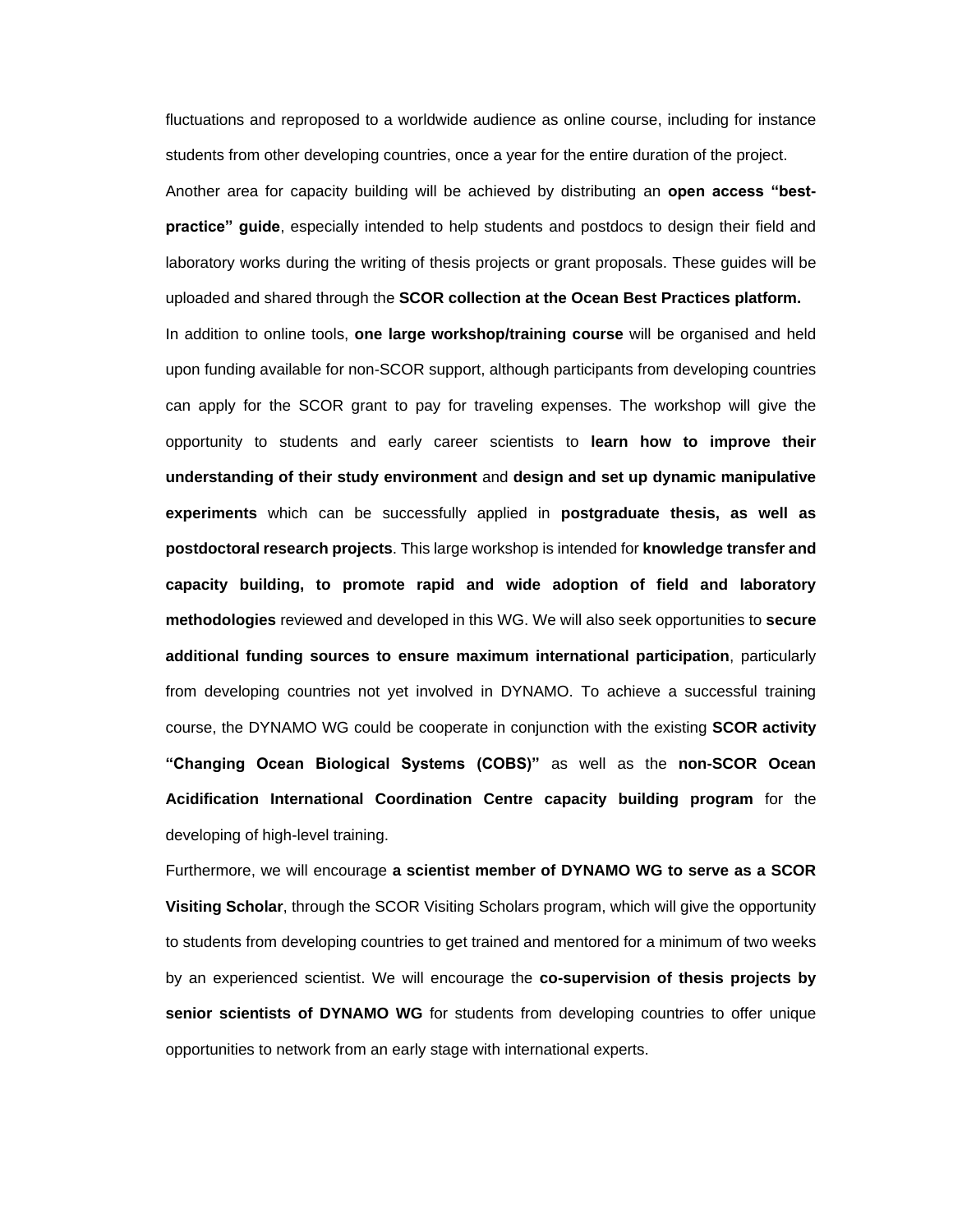fluctuations and reproposed to a worldwide audience as online course, including for instance students from other developing countries, once a year for the entire duration of the project.

Another area for capacity building will be achieved by distributing an **open access "best-practice" guide**, especially intended to help students and postdocs to design their field and laboratory works during the writing of thesis projects or grant proposals. These guides will be uploaded and shared through the **SCOR collection at the Ocean Best Practices platform.**

In addition to online tools, **one large workshop/training course** will be organised and held upon funding available for non-SCOR support, although participants from developing countries can apply for the SCOR grant to pay for traveling expenses. The workshop will give the opportunity to students and early career scientists to **learn how to improve their understanding of their study environment** and **design and set up dynamic manipulative experiments** which can be successfully applied in **postgraduate thesis, as well as postdoctoral research projects**. This large workshop is intended for **knowledge transfer and capacity building, to promote rapid and wide adoption of field and laboratory methodologies** reviewed and developed in this WG. We will also seek opportunities to **secure additional funding sources to ensure maximum international participation**, particularly from developing countries not yet involved in DYNAMO. To achieve a successful training course, the DYNAMO WG could be cooperate in conjunction with the existing **SCOR activity "Changing Ocean Biological Systems (COBS)"** as well as the **non-SCOR Ocean Acidification International Coordination Centre capacity building program** for the developing of high-level training.

Furthermore, we will encourage **a scientist member of DYNAMO WG to serve as a SCOR Visiting Scholar**, through the SCOR Visiting Scholars program, which will give the opportunity to students from developing countries to get trained and mentored for a minimum of two weeks by an experienced scientist. We will encourage the **co-supervision of thesis projects by senior scientists of DYNAMO WG** for students from developing countries to offer unique opportunities to network from an early stage with international experts.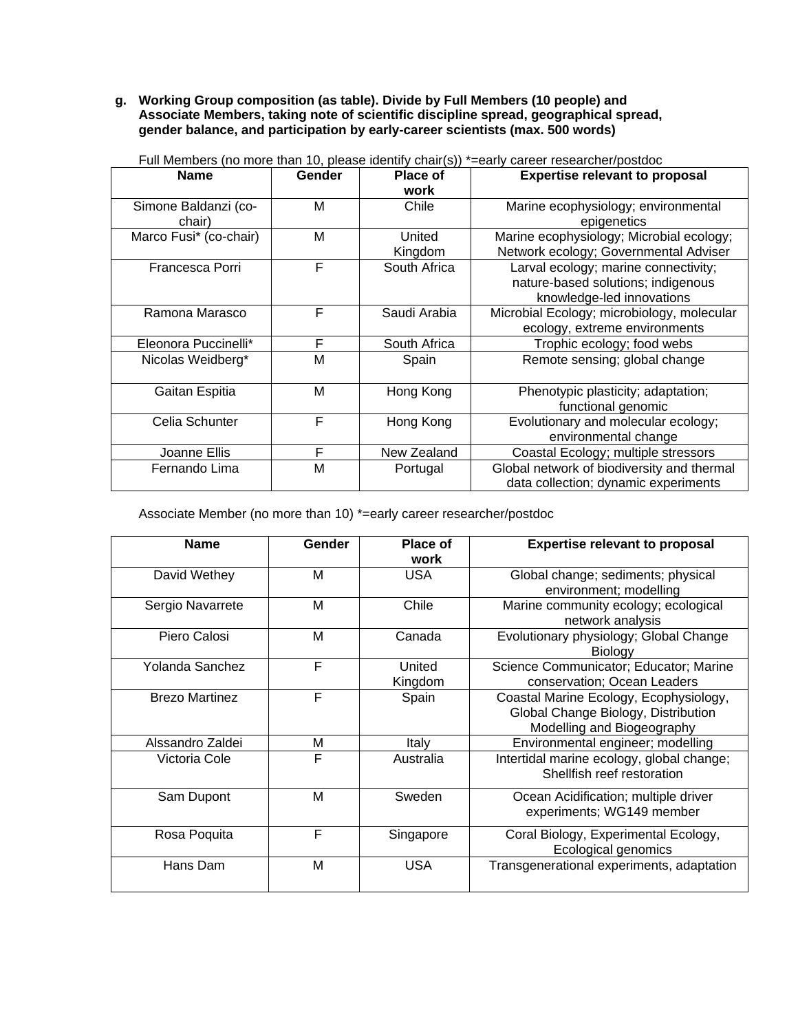**g. Working Group composition (as table). Divide by Full Members (10 people) and Associate Members, taking note of scientific discipline spread, geographical spread, gender balance, and participation by early-career scientists (max. 500 words)**

Full Members (no more than 10, please identify chair(s)) *=early career researcher/postdoc

| Name | Gender | Place of work | Expertise relevant to proposal |
|---|---|---|---|
| Simone Baldanzi (co-chair) | M | Chile | Marine ecophysiology; environmental epigenetics |
| Marco Fusi* (co-chair) | M | United Kingdom | Marine ecophysiology; Microbial ecology; Network ecology; Governmental Adviser |
| Francesca Porri | F | South Africa | Larval ecology; marine connectivity; nature-based solutions; indigenous knowledge-led innovations |
| Ramona Marasco | F | Saudi Arabia | Microbial Ecology; microbiology, molecular ecology, extreme environments |
| Eleonora Puccinelli* | F | South Africa | Trophic ecology; food webs |
| Nicolas Weidberg* | M | Spain | Remote sensing; global change |
| Gaitan Espitia | M | Hong Kong | Phenotypic plasticity; adaptation; functional genomic |
| Celia Schunter | F | Hong Kong | Evolutionary and molecular ecology; environmental change |
| Joanne Ellis | F | New Zealand | Coastal Ecology; multiple stressors |
| Fernando Lima | M | Portugal | Global network of biodiversity and thermal data collection; dynamic experiments |

Associate Member (no more than 10) *=early career researcher/postdoc

| Name | Gender | Place of work | Expertise relevant to proposal |
|---|---|---|---|
| David Wethey | M | USA | Global change; sediments; physical environment; modelling |
| Sergio Navarrete | M | Chile | Marine community ecology; ecological network analysis |
| Piero Calosi | M | Canada | Evolutionary physiology; Global Change Biology |
| Yolanda Sanchez | F | United Kingdom | Science Communicator; Educator; Marine conservation; Ocean Leaders |
| Brezo Martinez | F | Spain | Coastal Marine Ecology, Ecophysiology, Global Change Biology, Distribution Modelling and Biogeography |
| Alssandro Zaldei | M | Italy | Environmental engineer; modelling |
| Victoria Cole | F | Australia | Intertidal marine ecology, global change; Shellfish reef restoration |
| Sam Dupont | M | Sweden | Ocean Acidification; multiple driver experiments; WG149 member |
| Rosa Poquita | F | Singapore | Coral Biology, Experimental Ecology, Ecological genomics |
| Hans Dam | M | USA | Transgenerational experiments, adaptation |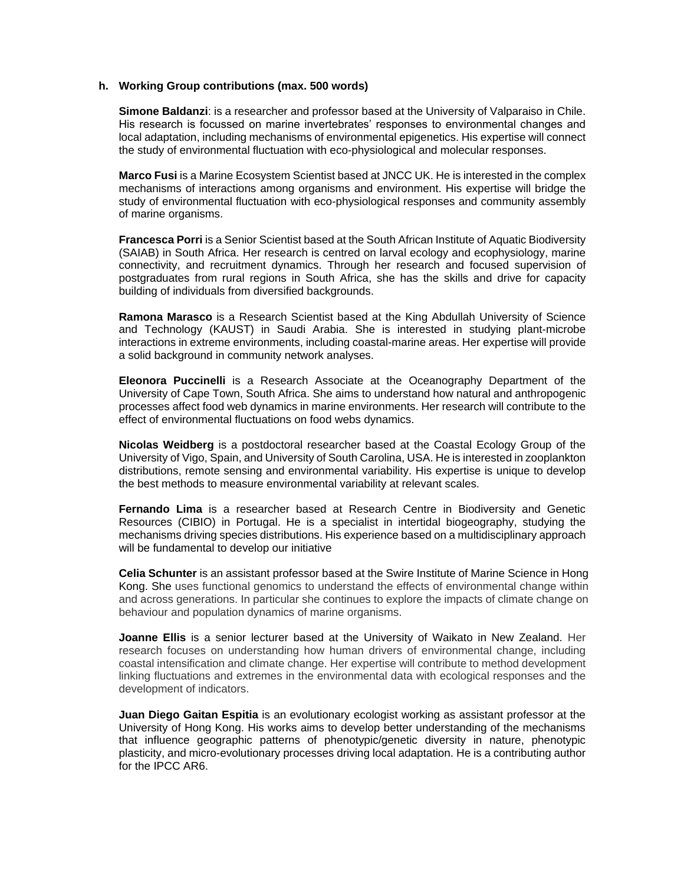**h. Working Group contributions (max. 500 words)**

**Simone Baldanzi**: is a researcher and professor based at the University of Valparaiso in Chile. His research is focussed on marine invertebrates' responses to environmental changes and local adaptation, including mechanisms of environmental epigenetics. His expertise will connect the study of environmental fluctuation with eco-physiological and molecular responses.

**Marco Fusi** is a Marine Ecosystem Scientist based at JNCC UK. He is interested in the complex mechanisms of interactions among organisms and environment. His expertise will bridge the study of environmental fluctuation with eco-physiological responses and community assembly of marine organisms.

**Francesca Porri** is a Senior Scientist based at the South African Institute of Aquatic Biodiversity (SAIAB) in South Africa. Her research is centred on larval ecology and ecophysiology, marine connectivity, and recruitment dynamics. Through her research and focused supervision of postgraduates from rural regions in South Africa, she has the skills and drive for capacity building of individuals from diversified backgrounds.

**Ramona Marasco** is a Research Scientist based at the King Abdullah University of Science and Technology (KAUST) in Saudi Arabia. She is interested in studying plant-microbe interactions in extreme environments, including coastal-marine areas. Her expertise will provide a solid background in community network analyses.

**Eleonora Puccinelli** is a Research Associate at the Oceanography Department of the University of Cape Town, South Africa. She aims to understand how natural and anthropogenic processes affect food web dynamics in marine environments. Her research will contribute to the effect of environmental fluctuations on food webs dynamics.

**Nicolas Weidberg** is a postdoctoral researcher based at the Coastal Ecology Group of the University of Vigo, Spain, and University of South Carolina, USA. He is interested in zooplankton distributions, remote sensing and environmental variability. His expertise is unique to develop the best methods to measure environmental variability at relevant scales.

**Fernando Lima** is a researcher based at Research Centre in Biodiversity and Genetic Resources (CIBIO) in Portugal. He is a specialist in intertidal biogeography, studying the mechanisms driving species distributions. His experience based on a multidisciplinary approach will be fundamental to develop our initiative

**Celia Schunter** is an assistant professor based at the Swire Institute of Marine Science in Hong Kong. She uses functional genomics to understand the effects of environmental change within and across generations. In particular she continues to explore the impacts of climate change on behaviour and population dynamics of marine organisms.

**Joanne Ellis** is a senior lecturer based at the University of Waikato in New Zealand. Her research focuses on understanding how human drivers of environmental change, including coastal intensification and climate change. Her expertise will contribute to method development linking fluctuations and extremes in the environmental data with ecological responses and the development of indicators.

**Juan Diego Gaitan Espitia** is an evolutionary ecologist working as assistant professor at the University of Hong Kong. His works aims to develop better understanding of the mechanisms that influence geographic patterns of phenotypic/genetic diversity in nature, phenotypic plasticity, and micro-evolutionary processes driving local adaptation. He is a contributing author for the IPCC AR6.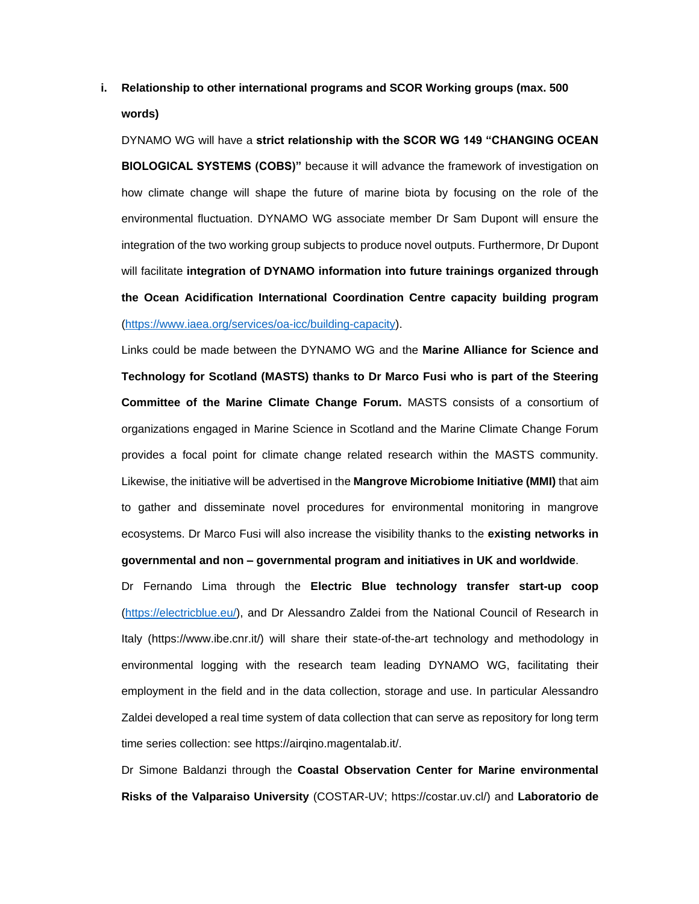**i. Relationship to other international programs and SCOR Working groups (max. 500 words)**

DYNAMO WG will have a **strict relationship with the SCOR WG 149 "CHANGING OCEAN BIOLOGICAL SYSTEMS (COBS)"** because it will advance the framework of investigation on how climate change will shape the future of marine biota by focusing on the role of the environmental fluctuation. DYNAMO WG associate member Dr Sam Dupont will ensure the integration of the two working group subjects to produce novel outputs. Furthermore, Dr Dupont will facilitate **integration of DYNAMO information into future trainings organized through the Ocean Acidification International Coordination Centre capacity building program** (https://www.iaea.org/services/oa-icc/building-capacity).

Links could be made between the DYNAMO WG and the **Marine Alliance for Science and Technology for Scotland (MASTS) thanks to Dr Marco Fusi who is part of the Steering Committee of the Marine Climate Change Forum.** MASTS consists of a consortium of organizations engaged in Marine Science in Scotland and the Marine Climate Change Forum provides a focal point for climate change related research within the MASTS community. Likewise, the initiative will be advertised in the **Mangrove Microbiome Initiative (MMI)** that aim to gather and disseminate novel procedures for environmental monitoring in mangrove ecosystems. Dr Marco Fusi will also increase the visibility thanks to the **existing networks in governmental and non – governmental program and initiatives in UK and worldwide**.

Dr Fernando Lima through the **Electric Blue technology transfer start-up coop** (https://electricblue.eu/), and Dr Alessandro Zaldei from the National Council of Research in Italy (https://www.ibe.cnr.it/) will share their state-of-the-art technology and methodology in environmental logging with the research team leading DYNAMO WG, facilitating their employment in the field and in the data collection, storage and use. In particular Alessandro Zaldei developed a real time system of data collection that can serve as repository for long term time series collection: see https://airqino.magentalab.it/.

Dr Simone Baldanzi through the **Coastal Observation Center for Marine environmental Risks of the Valparaiso University** (COSTAR-UV; https://costar.uv.cl/) and **Laboratorio de**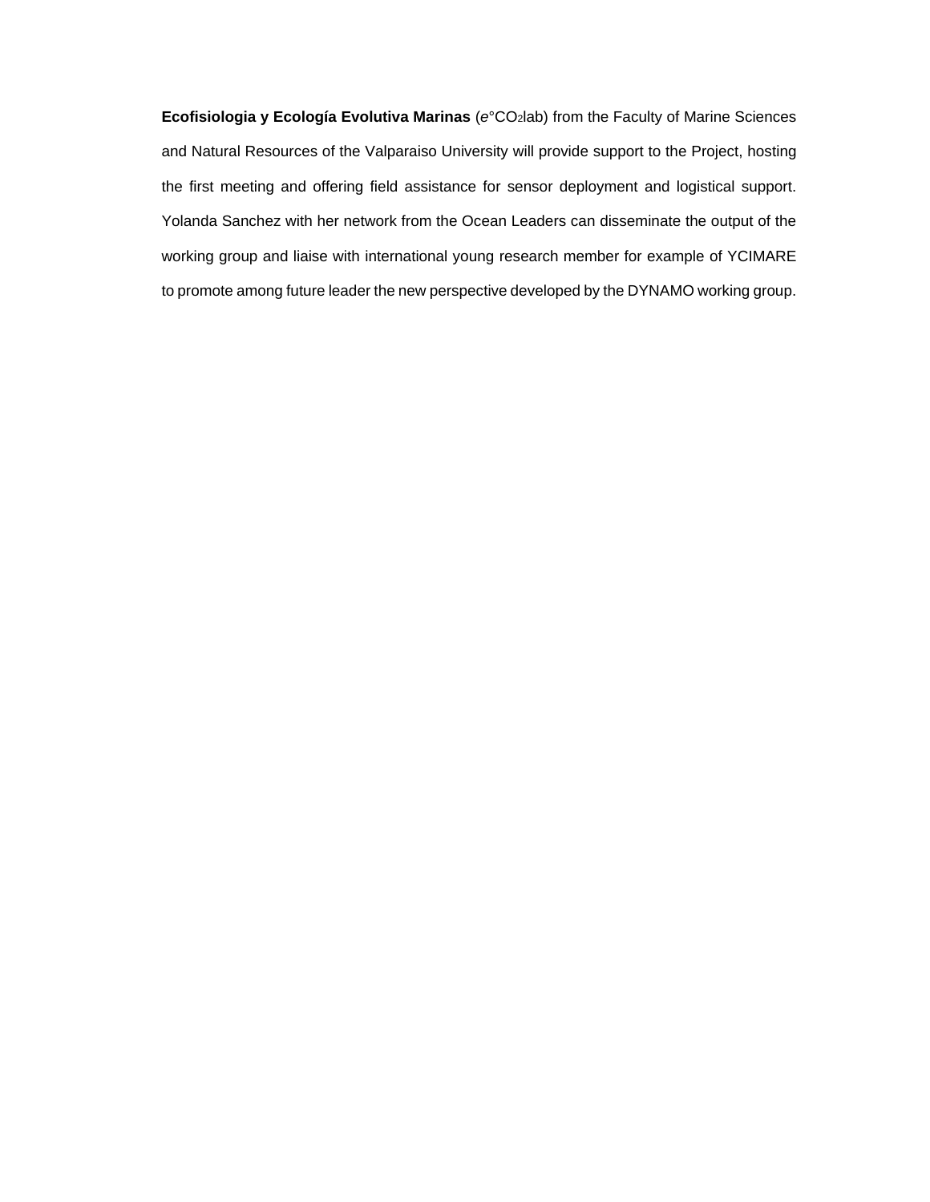**Ecofisiologia y Ecología Evolutiva Marinas** (*e*°$CO_2$lab) from the Faculty of Marine Sciences and Natural Resources of the Valparaiso University will provide support to the Project, hosting the first meeting and offering field assistance for sensor deployment and logistical support. Yolanda Sanchez with her network from the Ocean Leaders can disseminate the output of the working group and liaise with international young research member for example of YCIMARE to promote among future leader the new perspective developed by the DYNAMO working group.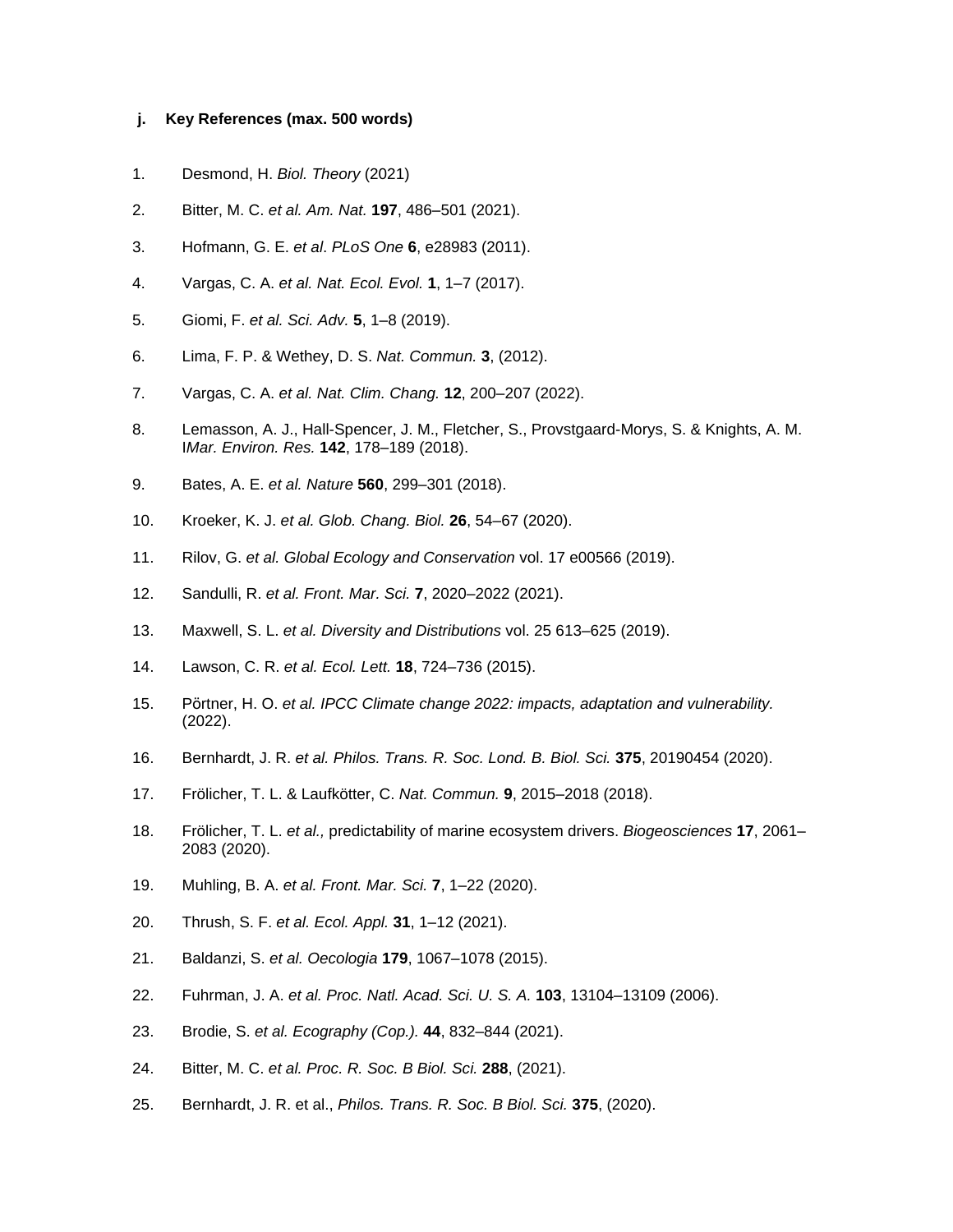**j. Key References (max. 500 words)**

1. Desmond, H. *Biol. Theory* (2021)
2. Bitter, M. C. *et al. Am. Nat.* **197**, 486–501 (2021).
3. Hofmann, G. E. *et al*. *PLoS One* **6**, e28983 (2011).
4. Vargas, C. A. *et al. Nat. Ecol. Evol.* **1**, 1–7 (2017).
5. Giomi, F. *et al. Sci. Adv.* **5**, 1–8 (2019).
6. Lima, F. P. & Wethey, D. S. *Nat. Commun.* **3**, (2012).
7. Vargas, C. A. *et al. Nat. Clim. Chang.* **12**, 200–207 (2022).
8. Lemasson, A. J., Hall-Spencer, J. M., Fletcher, S., Provstgaard-Morys, S. & Knights, A. M. I*Mar. Environ. Res.* **142**, 178–189 (2018).
9. Bates, A. E. *et al. Nature* **560**, 299–301 (2018).
10. Kroeker, K. J. *et al. Glob. Chang. Biol.* **26**, 54–67 (2020).
11. Rilov, G. *et al. Global Ecology and Conservation* vol. 17 e00566 (2019).
12. Sandulli, R. *et al. Front. Mar. Sci.* **7**, 2020–2022 (2021).
13. Maxwell, S. L. *et al. Diversity and Distributions* vol. 25 613–625 (2019).
14. Lawson, C. R. *et al. Ecol. Lett.* **18**, 724–736 (2015).
15. Pörtner, H. O. *et al. IPCC Climate change 2022: impacts, adaptation and vulnerability.* (2022).
16. Bernhardt, J. R. *et al. Philos. Trans. R. Soc. Lond. B. Biol. Sci.* **375**, 20190454 (2020).
17. Frölicher, T. L. & Laufkötter, C. *Nat. Commun.* **9**, 2015–2018 (2018).
18. Frölicher, T. L. *et al.,* predictability of marine ecosystem drivers. *Biogeosciences* **17**, 2061–2083 (2020).
19. Muhling, B. A. *et al. Front. Mar. Sci.* **7**, 1–22 (2020).
20. Thrush, S. F. *et al. Ecol. Appl.* **31**, 1–12 (2021).
21. Baldanzi, S. *et al. Oecologia* **179**, 1067–1078 (2015).
22. Fuhrman, J. A. *et al. Proc. Natl. Acad. Sci. U. S. A.* **103**, 13104–13109 (2006).
23. Brodie, S. *et al. Ecography (Cop.).* **44**, 832–844 (2021).
24. Bitter, M. C. *et al. Proc. R. Soc. B Biol. Sci.* **288**, (2021).
25. Bernhardt, J. R. et al., *Philos. Trans. R. Soc. B Biol. Sci.* **375**, (2020).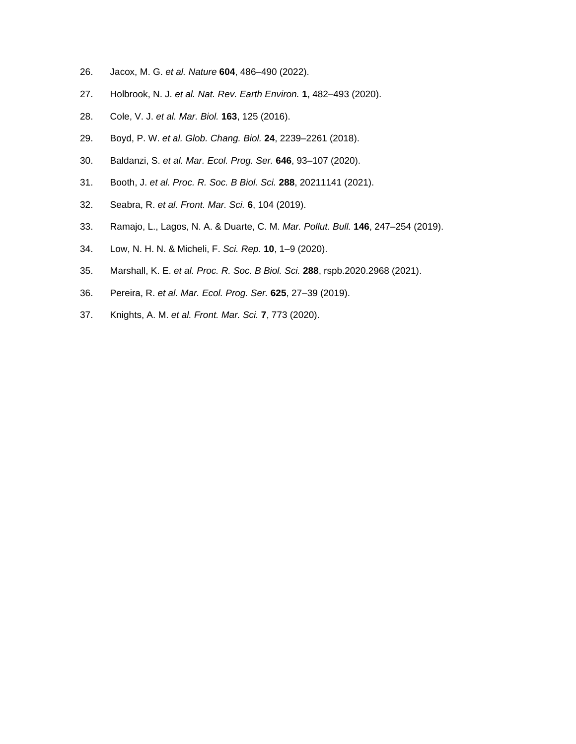26. Jacox, M. G. *et al. Nature* **604**, 486–490 (2022).
27. Holbrook, N. J. *et al. Nat. Rev. Earth Environ.* **1**, 482–493 (2020).
28. Cole, V. J. *et al. Mar. Biol.* **163**, 125 (2016).
29. Boyd, P. W. *et al. Glob. Chang. Biol.* **24**, 2239–2261 (2018).
30. Baldanzi, S. *et al. Mar. Ecol. Prog. Ser.* **646**, 93–107 (2020).
31. Booth, J. *et al. Proc. R. Soc. B Biol. Sci.* **288**, 20211141 (2021).
32. Seabra, R. *et al. Front. Mar. Sci.* **6**, 104 (2019).
33. Ramajo, L., Lagos, N. A. & Duarte, C. M. *Mar. Pollut. Bull.* **146**, 247–254 (2019).
34. Low, N. H. N. & Micheli, F. *Sci. Rep.* **10**, 1–9 (2020).
35. Marshall, K. E. *et al. Proc. R. Soc. B Biol. Sci.* **288**, rspb.2020.2968 (2021).
36. Pereira, R. *et al. Mar. Ecol. Prog. Ser.* **625**, 27–39 (2019).
37. Knights, A. M. *et al. Front. Mar. Sci.* **7**, 773 (2020).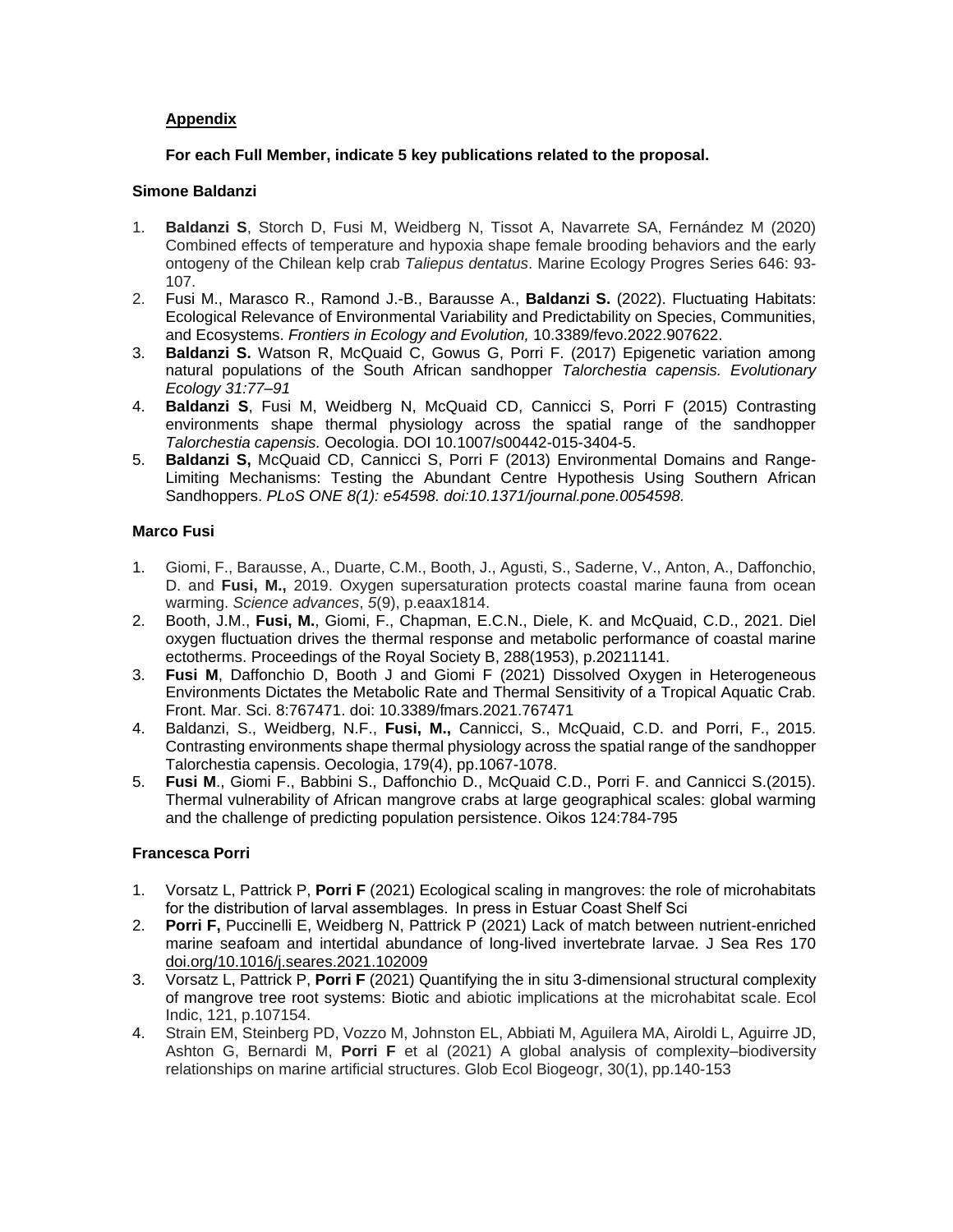**<u>Appendix</u>**

**For each Full Member, indicate 5 key publications related to the proposal.**

**Simone Baldanzi**

1. **Baldanzi S**, Storch D, Fusi M, Weidberg N, Tissot A, Navarrete SA, Fernández M (2020) Combined effects of temperature and hypoxia shape female brooding behaviors and the early ontogeny of the Chilean kelp crab *Taliepus dentatus*. Marine Ecology Progres Series 646: 93-107.
2. Fusi M., Marasco R., Ramond J.-B., Barausse A., **Baldanzi S.** (2022). Fluctuating Habitats: Ecological Relevance of Environmental Variability and Predictability on Species, Communities, and Ecosystems. *Frontiers in Ecology and Evolution,* 10.3389/fevo.2022.907622.
3. **Baldanzi S.** Watson R, McQuaid C, Gowus G, Porri F. (2017) Epigenetic variation among natural populations of the South African sandhopper *Talorchestia capensis. Evolutionary Ecology 31:77–91*
4. **Baldanzi S**, Fusi M, Weidberg N, McQuaid CD, Cannicci S, Porri F (2015) Contrasting environments shape thermal physiology across the spatial range of the sandhopper *Talorchestia capensis.* Oecologia. DOI 10.1007/s00442-015-3404-5.
5. **Baldanzi S,** McQuaid CD, Cannicci S, Porri F (2013) Environmental Domains and Range-Limiting Mechanisms: Testing the Abundant Centre Hypothesis Using Southern African Sandhoppers. *PLoS ONE 8(1): e54598. doi:10.1371/journal.pone.0054598.*

**Marco Fusi**

1. Giomi, F., Barausse, A., Duarte, C.M., Booth, J., Agusti, S., Saderne, V., Anton, A., Daffonchio, D. and **Fusi, M.,** 2019. Oxygen supersaturation protects coastal marine fauna from ocean warming. *Science advances*, *5*(9), p.eaax1814.
2. Booth, J.M., **Fusi, M.**, Giomi, F., Chapman, E.C.N., Diele, K. and McQuaid, C.D., 2021. Diel oxygen fluctuation drives the thermal response and metabolic performance of coastal marine ectotherms. Proceedings of the Royal Society B, 288(1953), p.20211141.
3. **Fusi M**, Daffonchio D, Booth J and Giomi F (2021) Dissolved Oxygen in Heterogeneous Environments Dictates the Metabolic Rate and Thermal Sensitivity of a Tropical Aquatic Crab. Front. Mar. Sci. 8:767471. doi: 10.3389/fmars.2021.767471
4. Baldanzi, S., Weidberg, N.F., **Fusi, M.,** Cannicci, S., McQuaid, C.D. and Porri, F., 2015. Contrasting environments shape thermal physiology across the spatial range of the sandhopper Talorchestia capensis. Oecologia, 179(4), pp.1067-1078.
5. **Fusi M**., Giomi F., Babbini S., Daffonchio D., McQuaid C.D., Porri F. and Cannicci S.(2015). Thermal vulnerability of African mangrove crabs at large geographical scales: global warming and the challenge of predicting population persistence. Oikos 124:784-795

**Francesca Porri**

1. Vorsatz L, Pattrick P, **Porri F** (2021) Ecological scaling in mangroves: the role of microhabitats for the distribution of larval assemblages. In press in Estuar Coast Shelf Sci
2. **Porri F,** Puccinelli E, Weidberg N, Pattrick P (2021) Lack of match between nutrient-enriched marine seafoam and intertidal abundance of long-lived invertebrate larvae. J Sea Res 170 <u>doi.org/10.1016/j.seares.2021.102009</u>
3. Vorsatz L, Pattrick P, **Porri F** (2021) Quantifying the in situ 3-dimensional structural complexity of mangrove tree root systems: Biotic and abiotic implications at the microhabitat scale. Ecol Indic, 121, p.107154.
4. Strain EM, Steinberg PD, Vozzo M, Johnston EL, Abbiati M, Aguilera MA, Airoldi L, Aguirre JD, Ashton G, Bernardi M, **Porri F** et al (2021) A global analysis of complexity–biodiversity relationships on marine artificial structures. Glob Ecol Biogeogr, 30(1), pp.140-153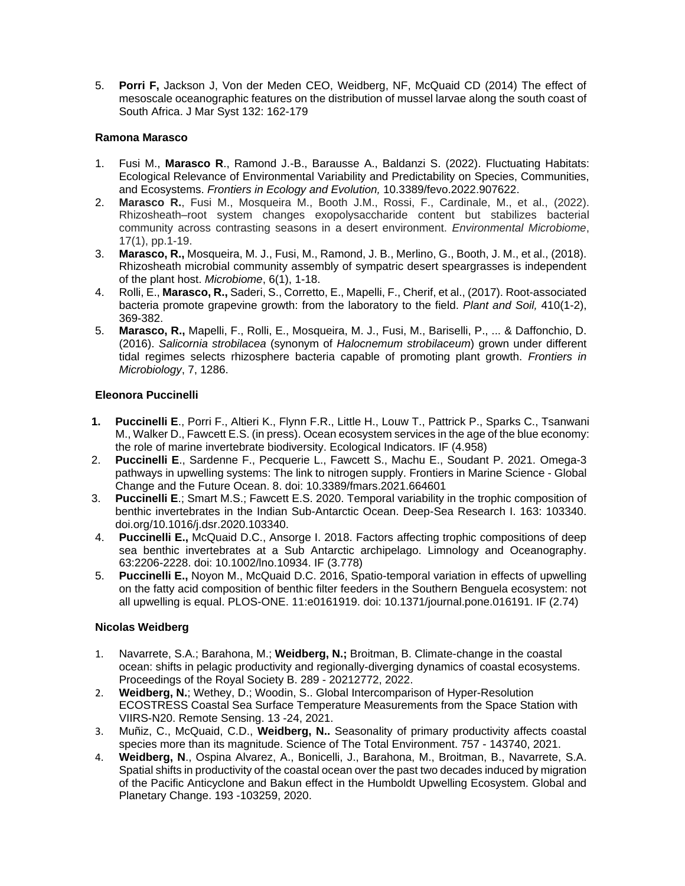5. **Porri F,** Jackson J, Von der Meden CEO, Weidberg, NF, McQuaid CD (2014) The effect of mesoscale oceanographic features on the distribution of mussel larvae along the south coast of South Africa. J Mar Syst 132: 162-179

**Ramona Marasco**

1. Fusi M., **Marasco R**., Ramond J.-B., Barausse A., Baldanzi S. (2022). Fluctuating Habitats: Ecological Relevance of Environmental Variability and Predictability on Species, Communities, and Ecosystems. *Frontiers in Ecology and Evolution,* 10.3389/fevo.2022.907622.
2. **Marasco R.**, Fusi M., Mosqueira M., Booth J.M., Rossi, F., Cardinale, M., et al., (2022). Rhizosheath–root system changes exopolysaccharide content but stabilizes bacterial community across contrasting seasons in a desert environment. *Environmental Microbiome*, 17(1), pp.1-19.
3. **Marasco, R.,** Mosqueira, M. J., Fusi, M., Ramond, J. B., Merlino, G., Booth, J. M., et al., (2018). Rhizosheath microbial community assembly of sympatric desert speargrasses is independent of the plant host. *Microbiome*, 6(1), 1-18.
4. Rolli, E., **Marasco, R.,** Saderi, S., Corretto, E., Mapelli, F., Cherif, et al., (2017). Root-associated bacteria promote grapevine growth: from the laboratory to the field. *Plant and Soil,* 410(1-2), 369-382.
5. **Marasco, R.,** Mapelli, F., Rolli, E., Mosqueira, M. J., Fusi, M., Bariselli, P., ... & Daffonchio, D. (2016). *Salicornia strobilacea* (synonym of *Halocnemum strobilaceum*) grown under different tidal regimes selects rhizosphere bacteria capable of promoting plant growth. *Frontiers in Microbiology*, 7, 1286.

**Eleonora Puccinelli**

1. **Puccinelli E**., Porri F., Altieri K., Flynn F.R., Little H., Louw T., Pattrick P., Sparks C., Tsanwani M., Walker D., Fawcett E.S. (in press). Ocean ecosystem services in the age of the blue economy: the role of marine invertebrate biodiversity. Ecological Indicators. IF (4.958)
2. **Puccinelli E**., Sardenne F., Pecquerie L., Fawcett S., Machu E., Soudant P. 2021. Omega-3 pathways in upwelling systems: The link to nitrogen supply. Frontiers in Marine Science - Global Change and the Future Ocean. 8. doi: 10.3389/fmars.2021.664601
3. **Puccinelli E**.; Smart M.S.; Fawcett E.S. 2020. Temporal variability in the trophic composition of benthic invertebrates in the Indian Sub-Antarctic Ocean. Deep-Sea Research I. 163: 103340. doi.org/10.1016/j.dsr.2020.103340.
4. **Puccinelli E.,** McQuaid D.C., Ansorge I. 2018. Factors affecting trophic compositions of deep sea benthic invertebrates at a Sub Antarctic archipelago. Limnology and Oceanography. 63:2206-2228. doi: 10.1002/lno.10934. IF (3.778)
5. **Puccinelli E.,** Noyon M., McQuaid D.C. 2016, Spatio-temporal variation in effects of upwelling on the fatty acid composition of benthic filter feeders in the Southern Benguela ecosystem: not all upwelling is equal. PLOS-ONE. 11:e0161919. doi: 10.1371/journal.pone.016191. IF (2.74)

**Nicolas Weidberg**

1. Navarrete, S.A.; Barahona, M.; **Weidberg, N.;** Broitman, B. Climate-change in the coastal ocean: shifts in pelagic productivity and regionally-diverging dynamics of coastal ecosystems. Proceedings of the Royal Society B. 289 - 20212772, 2022.
2. **Weidberg, N.**; Wethey, D.; Woodin, S.. Global Intercomparison of Hyper-Resolution ECOSTRESS Coastal Sea Surface Temperature Measurements from the Space Station with VIIRS-N20. Remote Sensing. 13 -24, 2021.
3. Muñiz, C., McQuaid, C.D., **Weidberg, N..** Seasonality of primary productivity affects coastal species more than its magnitude. Science of The Total Environment. 757 - 143740, 2021.
4. **Weidberg, N**., Ospina Alvarez, A., Bonicelli, J., Barahona, M., Broitman, B., Navarrete, S.A. Spatial shifts in productivity of the coastal ocean over the past two decades induced by migration of the Pacific Anticyclone and Bakun effect in the Humboldt Upwelling Ecosystem. Global and Planetary Change. 193 -103259, 2020.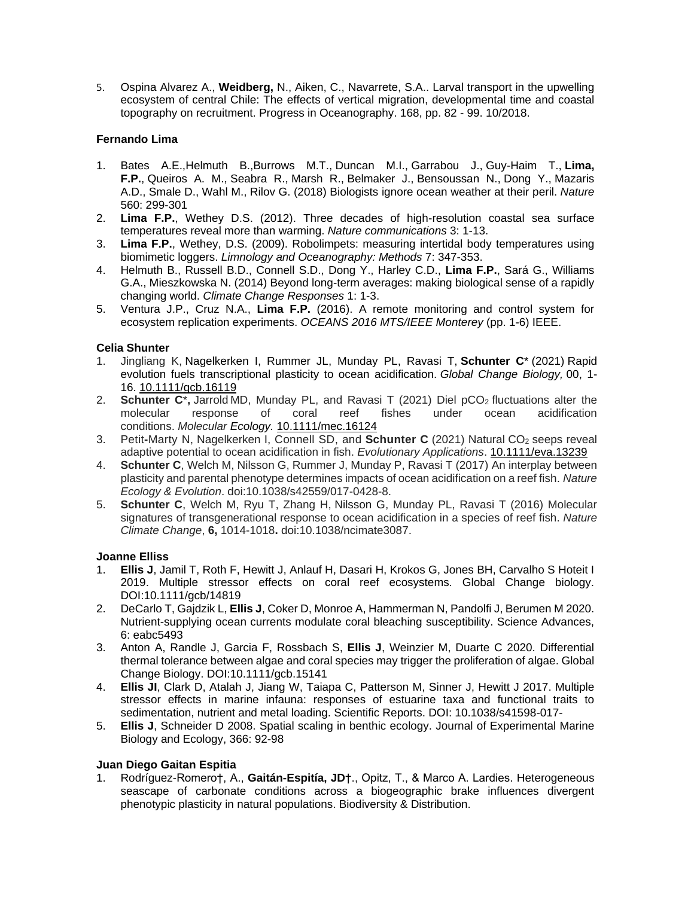5. Ospina Alvarez A., **Weidberg,** N., Aiken, C., Navarrete, S.A.. Larval transport in the upwelling ecosystem of central Chile: The effects of vertical migration, developmental time and coastal topography on recruitment. Progress in Oceanography. 168, pp. 82 - 99. 10/2018.

**Fernando Lima**

1. Bates A.E.,Helmuth B.,Burrows M.T., Duncan M.I., Garrabou J., Guy-Haim T., **Lima, F.P.**, Queiros A. M., Seabra R., Marsh R., Belmaker J., Bensoussan N., Dong Y., Mazaris A.D., Smale D., Wahl M., Rilov G. (2018) Biologists ignore ocean weather at their peril. *Nature* 560: 299-301
2. **Lima F.P.**, Wethey D.S. (2012). Three decades of high-resolution coastal sea surface temperatures reveal more than warming. *Nature communications* 3: 1-13.
3. **Lima F.P.**, Wethey, D.S. (2009). Robolimpets: measuring intertidal body temperatures using biomimetic loggers. *Limnology and Oceanography: Methods* 7: 347-353.
4. Helmuth B., Russell B.D., Connell S.D., Dong Y., Harley C.D., **Lima F.P.**, Sará G., Williams G.A., Mieszkowska N. (2014) Beyond long-term averages: making biological sense of a rapidly changing world. *Climate Change Responses* 1: 1-3.
5. Ventura J.P., Cruz N.A., **Lima F.P.** (2016). A remote monitoring and control system for ecosystem replication experiments. *OCEANS 2016 MTS/IEEE Monterey* (pp. 1-6) IEEE.

**Celia Shunter**

1. Jingliang K, Nagelkerken I, Rummer JL, Munday PL, Ravasi T, **Schunter C**\* (2021) Rapid evolution fuels transcriptional plasticity to ocean acidification. *Global Change Biology,* 00, 1-16. 10.1111/gcb.16119
2. **Schunter C**\***,** Jarrold MD, Munday PL, and Ravasi T (2021) Diel $pCO_2$ fluctuations alter the molecular response of coral reef fishes under ocean acidification conditions. *Molecular Ecology.* 10.1111/mec.16124
3. Petit-Marty N, Nagelkerken I, Connell SD, and **Schunter C** (2021) Natural $CO_2$ seeps reveal adaptive potential to ocean acidification in fish. *Evolutionary Applications*. 10.1111/eva.13239
4. **Schunter C**, Welch M, Nilsson G, Rummer J, Munday P, Ravasi T (2017) An interplay between plasticity and parental phenotype determines impacts of ocean acidification on a reef fish. *Nature Ecology & Evolution*. doi:10.1038/s42559/017-0428-8.
5. **Schunter C**, Welch M, Ryu T, Zhang H, Nilsson G, Munday PL, Ravasi T (2016) Molecular signatures of transgenerational response to ocean acidification in a species of reef fish. *Nature Climate Change*, **6,** 1014-1018**.** doi:10.1038/ncimate3087.

**Joanne Elliss**

1. **Ellis J**, Jamil T, Roth F, Hewitt J, Anlauf H, Dasari H, Krokos G, Jones BH, Carvalho S Hoteit I 2019. Multiple stressor effects on coral reef ecosystems. Global Change biology. DOI:10.1111/gcb/14819
2. DeCarlo T, Gajdzik L, **Ellis J**, Coker D, Monroe A, Hammerman N, Pandolfi J, Berumen M 2020. Nutrient-supplying ocean currents modulate coral bleaching susceptibility. Science Advances, 6: eabc5493
3. Anton A, Randle J, Garcia F, Rossbach S, **Ellis J**, Weinzier M, Duarte C 2020. Differential thermal tolerance between algae and coral species may trigger the proliferation of algae. Global Change Biology. DOI:10.1111/gcb.15141
4. **Ellis JI**, Clark D, Atalah J, Jiang W, Taiapa C, Patterson M, Sinner J, Hewitt J 2017. Multiple stressor effects in marine infauna: responses of estuarine taxa and functional traits to sedimentation, nutrient and metal loading. Scientific Reports. DOI: 10.1038/s41598-017-
5. **Ellis J**, Schneider D 2008. Spatial scaling in benthic ecology. Journal of Experimental Marine Biology and Ecology, 366: 92-98

**Juan Diego Gaitan Espitia**

1. Rodríguez-Romero†, A., **Gaitán-Espitía, JD**†., Opitz, T., & Marco A. Lardies. Heterogeneous seascape of carbonate conditions across a biogeographic brake influences divergent phenotypic plasticity in natural populations. Biodiversity & Distribution.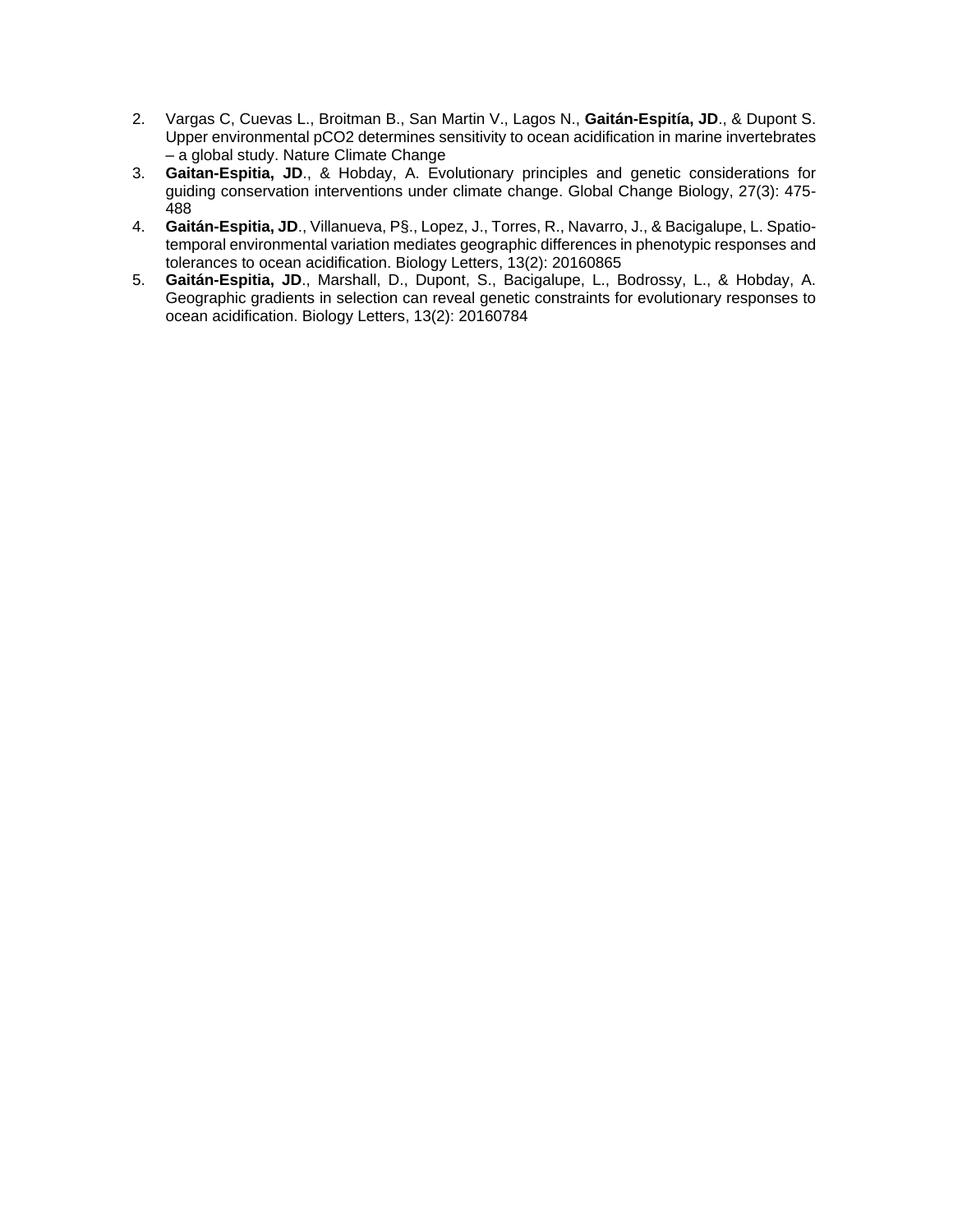2. Vargas C, Cuevas L., Broitman B., San Martin V., Lagos N., **Gaitán-Espitía, JD**., & Dupont S. Upper environmental pCO2 determines sensitivity to ocean acidification in marine invertebrates – a global study. Nature Climate Change
3. **Gaitan-Espitia, JD**., & Hobday, A. Evolutionary principles and genetic considerations for guiding conservation interventions under climate change. Global Change Biology, 27(3): 475-488
4. **Gaitán-Espitia, JD**., Villanueva, P§., Lopez, J., Torres, R., Navarro, J., & Bacigalupe, L. Spatio-temporal environmental variation mediates geographic differences in phenotypic responses and tolerances to ocean acidification. Biology Letters, 13(2): 20160865
5. **Gaitán-Espitia, JD**., Marshall, D., Dupont, S., Bacigalupe, L., Bodrossy, L., & Hobday, A. Geographic gradients in selection can reveal genetic constraints for evolutionary responses to ocean acidification. Biology Letters, 13(2): 20160784